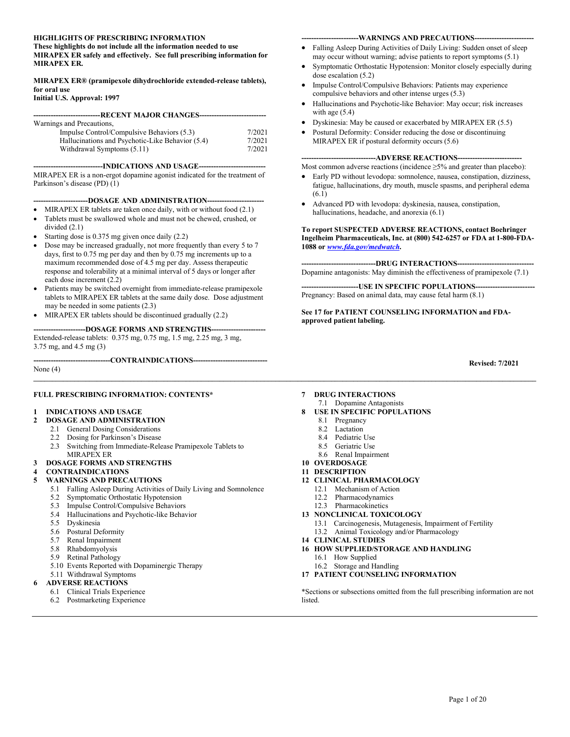**HIGHLIGHTS OF PRESCRIBING INFORMATION**
**These highlights do not include all the information needed to use MIRAPEX ER safely and effectively. See full prescribing information for MIRAPEX ER.**

**MIRAPEX ER® (pramipexole dihydrochloride extended-release tablets), for oral use**
**Initial U.S. Approval: 1997**

**---RECENT MAJOR CHANGES---**

Warnings and Precautions,

| | |
|---|---|
| Impulse Control/Compulsive Behaviors (5.3) | 7/2021 |
| Hallucinations and Psychotic-Like Behavior (5.4) | 7/2021 |
| Withdrawal Symptoms (5.11) | 7/2021 |

**---INDICATIONS AND USAGE---**

MIRAPEX ER is a non-ergot dopamine agonist indicated for the treatment of Parkinson's disease (PD) (1)

**---DOSAGE AND ADMINISTRATION---**

- MIRAPEX ER tablets are taken once daily, with or without food (2.1)
- Tablets must be swallowed whole and must not be chewed, crushed, or divided (2.1)
- Starting dose is 0.375 mg given once daily (2.2)
- Dose may be increased gradually, not more frequently than every 5 to 7 days, first to 0.75 mg per day and then by 0.75 mg increments up to a maximum recommended dose of 4.5 mg per day. Assess therapeutic response and tolerability at a minimal interval of 5 days or longer after each dose increment (2.2)
- Patients may be switched overnight from immediate-release pramipexole tablets to MIRAPEX ER tablets at the same daily dose. Dose adjustment may be needed in some patients (2.3)
- MIRAPEX ER tablets should be discontinued gradually (2.2)

**---DOSAGE FORMS AND STRENGTHS---**

Extended-release tablets: 0.375 mg, 0.75 mg, 1.5 mg, 2.25 mg, 3 mg, 3.75 mg, and 4.5 mg (3)

**---CONTRAINDICATIONS---**

None (4)

**---WARNINGS AND PRECAUTIONS---**

- Falling Asleep During Activities of Daily Living: Sudden onset of sleep may occur without warning; advise patients to report symptoms (5.1)
- Symptomatic Orthostatic Hypotension: Monitor closely especially during dose escalation (5.2)
- Impulse Control/Compulsive Behaviors: Patients may experience compulsive behaviors and other intense urges (5.3)
- Hallucinations and Psychotic-like Behavior: May occur; risk increases with age (5.4)
- Dyskinesia: May be caused or exacerbated by MIRAPEX ER (5.5)
- Postural Deformity: Consider reducing the dose or discontinuing MIRAPEX ER if postural deformity occurs (5.6)

**---ADVERSE REACTIONS---**

Most common adverse reactions (incidence ≥5% and greater than placebo):

- Early PD without levodopa: somnolence, nausea, constipation, dizziness, fatigue, hallucinations, dry mouth, muscle spasms, and peripheral edema (6.1)
- Advanced PD with levodopa: dyskinesia, nausea, constipation, hallucinations, headache, and anorexia (6.1)

**To report SUSPECTED ADVERSE REACTIONS, contact Boehringer Ingelheim Pharmaceuticals, Inc. at (800) 542-6257 or FDA at 1-800-FDA-1088 or *www.fda.gov/medwatch*.**

**---DRUG INTERACTIONS---**

Dopamine antagonists: May diminish the effectiveness of pramipexole (7.1)

**---USE IN SPECIFIC POPULATIONS---**

Pregnancy: Based on animal data, may cause fetal harm (8.1)

**See 17 for PATIENT COUNSELING INFORMATION and FDA-approved patient labeling.**

**Revised: 7/2021**

---

**FULL PRESCRIBING INFORMATION: CONTENTS***

**1 INDICATIONS AND USAGE**
**2 DOSAGE AND ADMINISTRATION**
- 2.1 General Dosing Considerations
- 2.2 Dosing for Parkinson's Disease
- 2.3 Switching from Immediate-Release Pramipexole Tablets to MIRAPEX ER

**3 DOSAGE FORMS AND STRENGTHS**
**4 CONTRAINDICATIONS**
**5 WARNINGS AND PRECAUTIONS**
- 5.1 Falling Asleep During Activities of Daily Living and Somnolence
- 5.2 Symptomatic Orthostatic Hypotension
- 5.3 Impulse Control/Compulsive Behaviors
- 5.4 Hallucinations and Psychotic-like Behavior
- 5.5 Dyskinesia
- 5.6 Postural Deformity
- 5.7 Renal Impairment
- 5.8 Rhabdomyolysis
- 5.9 Retinal Pathology
- 5.10 Events Reported with Dopaminergic Therapy
- 5.11 Withdrawal Symptoms

**6 ADVERSE REACTIONS**
- 6.1 Clinical Trials Experience
- 6.2 Postmarketing Experience

**7 DRUG INTERACTIONS**
- 7.1 Dopamine Antagonists

**8 USE IN SPECIFIC POPULATIONS**
- 8.1 Pregnancy
- 8.2 Lactation
- 8.4 Pediatric Use
- 8.5 Geriatric Use
- 8.6 Renal Impairment

**10 OVERDOSAGE**
**11 DESCRIPTION**
**12 CLINICAL PHARMACOLOGY**
- 12.1 Mechanism of Action
- 12.2 Pharmacodynamics
- 12.3 Pharmacokinetics

**13 NONCLINICAL TOXICOLOGY**
- 13.1 Carcinogenesis, Mutagenesis, Impairment of Fertility
- 13.2 Animal Toxicology and/or Pharmacology

**14 CLINICAL STUDIES**
**16 HOW SUPPLIED/STORAGE AND HANDLING**
- 16.1 How Supplied
- 16.2 Storage and Handling

**17 PATIENT COUNSELING INFORMATION**

*Sections or subsections omitted from the full prescribing information are not listed.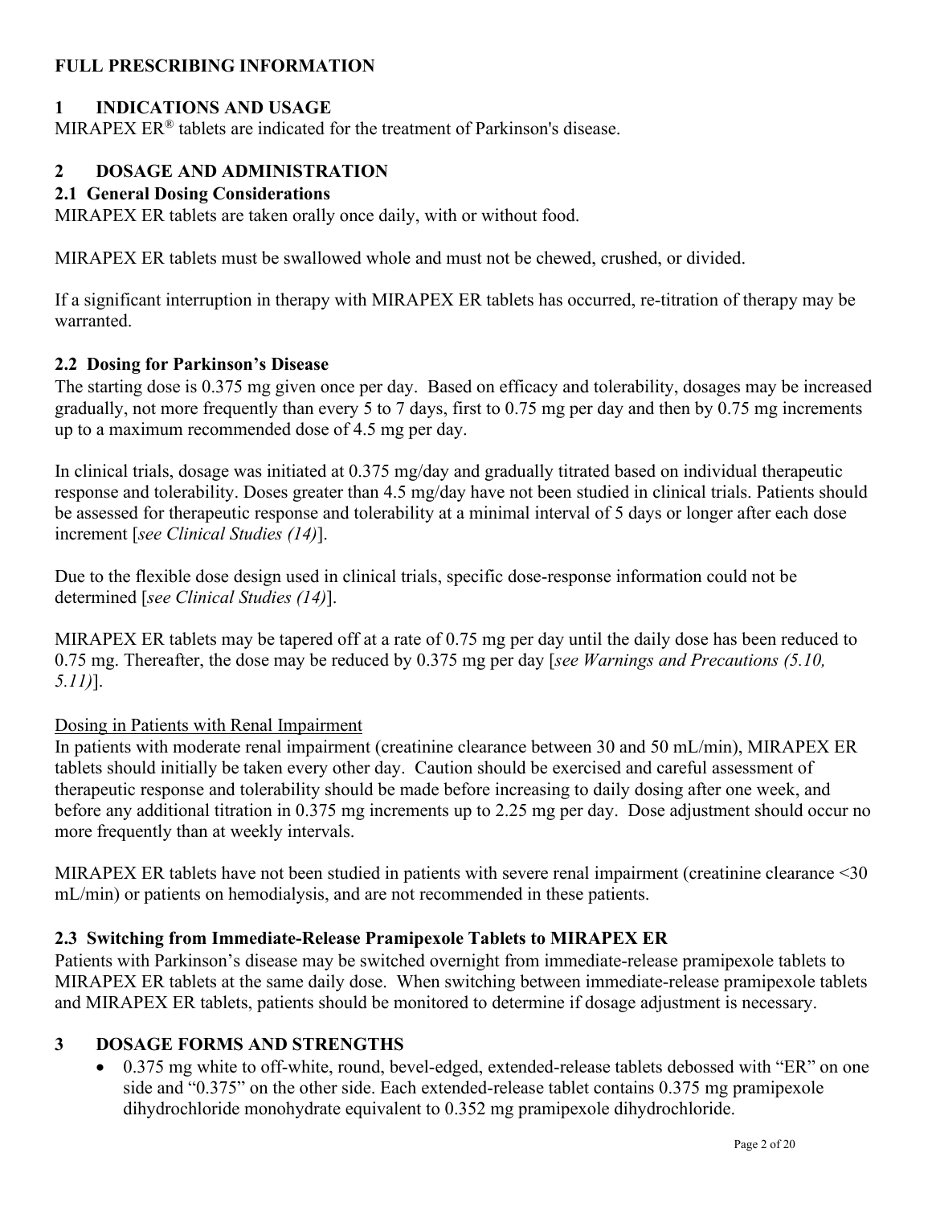# FULL PRESCRIBING INFORMATION

## 1 INDICATIONS AND USAGE

MIRAPEX ER® tablets are indicated for the treatment of Parkinson's disease.

## 2 DOSAGE AND ADMINISTRATION

### 2.1 General Dosing Considerations

MIRAPEX ER tablets are taken orally once daily, with or without food.

MIRAPEX ER tablets must be swallowed whole and must not be chewed, crushed, or divided.

If a significant interruption in therapy with MIRAPEX ER tablets has occurred, re-titration of therapy may be warranted.

### 2.2 Dosing for Parkinson's Disease

The starting dose is 0.375 mg given once per day. Based on efficacy and tolerability, dosages may be increased gradually, not more frequently than every 5 to 7 days, first to 0.75 mg per day and then by 0.75 mg increments up to a maximum recommended dose of 4.5 mg per day.

In clinical trials, dosage was initiated at 0.375 mg/day and gradually titrated based on individual therapeutic response and tolerability. Doses greater than 4.5 mg/day have not been studied in clinical trials. Patients should be assessed for therapeutic response and tolerability at a minimal interval of 5 days or longer after each dose increment [*see Clinical Studies (14)*].

Due to the flexible dose design used in clinical trials, specific dose-response information could not be determined [*see Clinical Studies (14)*].

MIRAPEX ER tablets may be tapered off at a rate of 0.75 mg per day until the daily dose has been reduced to 0.75 mg. Thereafter, the dose may be reduced by 0.375 mg per day [*see Warnings and Precautions (5.10, 5.11)*].

<u>Dosing in Patients with Renal Impairment</u>

In patients with moderate renal impairment (creatinine clearance between 30 and 50 mL/min), MIRAPEX ER tablets should initially be taken every other day. Caution should be exercised and careful assessment of therapeutic response and tolerability should be made before increasing to daily dosing after one week, and before any additional titration in 0.375 mg increments up to 2.25 mg per day. Dose adjustment should occur no more frequently than at weekly intervals.

MIRAPEX ER tablets have not been studied in patients with severe renal impairment (creatinine clearance <30 mL/min) or patients on hemodialysis, and are not recommended in these patients.

### 2.3 Switching from Immediate-Release Pramipexole Tablets to MIRAPEX ER

Patients with Parkinson's disease may be switched overnight from immediate-release pramipexole tablets to MIRAPEX ER tablets at the same daily dose. When switching between immediate-release pramipexole tablets and MIRAPEX ER tablets, patients should be monitored to determine if dosage adjustment is necessary.

## 3 DOSAGE FORMS AND STRENGTHS

- 0.375 mg white to off-white, round, bevel-edged, extended-release tablets debossed with "ER" on one side and "0.375" on the other side. Each extended-release tablet contains 0.375 mg pramipexole dihydrochloride monohydrate equivalent to 0.352 mg pramipexole dihydrochloride.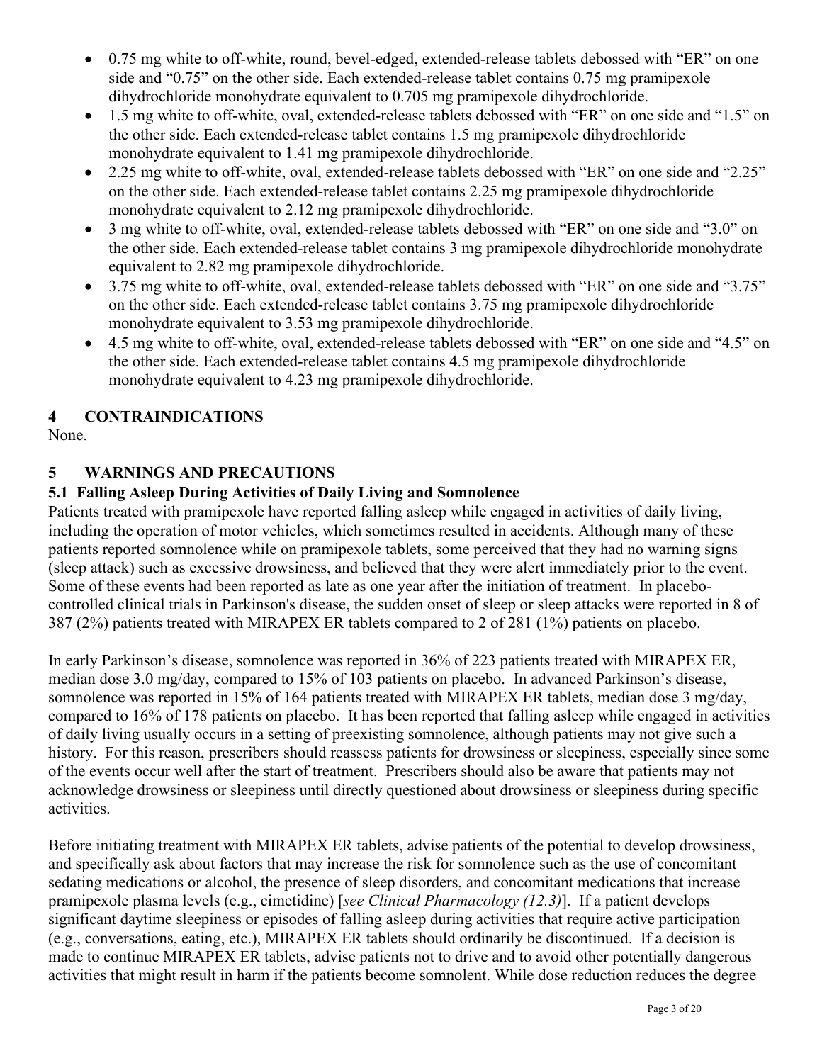- 0.75 mg white to off-white, round, bevel-edged, extended-release tablets debossed with "ER" on one side and "0.75" on the other side. Each extended-release tablet contains 0.75 mg pramipexole dihydrochloride monohydrate equivalent to 0.705 mg pramipexole dihydrochloride.
- 1.5 mg white to off-white, oval, extended-release tablets debossed with "ER" on one side and "1.5" on the other side. Each extended-release tablet contains 1.5 mg pramipexole dihydrochloride monohydrate equivalent to 1.41 mg pramipexole dihydrochloride.
- 2.25 mg white to off-white, oval, extended-release tablets debossed with "ER" on one side and "2.25" on the other side. Each extended-release tablet contains 2.25 mg pramipexole dihydrochloride monohydrate equivalent to 2.12 mg pramipexole dihydrochloride.
- 3 mg white to off-white, oval, extended-release tablets debossed with "ER" on one side and "3.0" on the other side. Each extended-release tablet contains 3 mg pramipexole dihydrochloride monohydrate equivalent to 2.82 mg pramipexole dihydrochloride.
- 3.75 mg white to off-white, oval, extended-release tablets debossed with "ER" on one side and "3.75" on the other side. Each extended-release tablet contains 3.75 mg pramipexole dihydrochloride monohydrate equivalent to 3.53 mg pramipexole dihydrochloride.
- 4.5 mg white to off-white, oval, extended-release tablets debossed with "ER" on one side and "4.5" on the other side. Each extended-release tablet contains 4.5 mg pramipexole dihydrochloride monohydrate equivalent to 4.23 mg pramipexole dihydrochloride.

## 4 CONTRAINDICATIONS

None.

## 5 WARNINGS AND PRECAUTIONS

### 5.1 Falling Asleep During Activities of Daily Living and Somnolence

Patients treated with pramipexole have reported falling asleep while engaged in activities of daily living, including the operation of motor vehicles, which sometimes resulted in accidents. Although many of these patients reported somnolence while on pramipexole tablets, some perceived that they had no warning signs (sleep attack) such as excessive drowsiness, and believed that they were alert immediately prior to the event. Some of these events had been reported as late as one year after the initiation of treatment. In placebo-controlled clinical trials in Parkinson's disease, the sudden onset of sleep or sleep attacks were reported in 8 of 387 (2%) patients treated with MIRAPEX ER tablets compared to 2 of 281 (1%) patients on placebo.

In early Parkinson's disease, somnolence was reported in 36% of 223 patients treated with MIRAPEX ER, median dose 3.0 mg/day, compared to 15% of 103 patients on placebo. In advanced Parkinson's disease, somnolence was reported in 15% of 164 patients treated with MIRAPEX ER tablets, median dose 3 mg/day, compared to 16% of 178 patients on placebo. It has been reported that falling asleep while engaged in activities of daily living usually occurs in a setting of preexisting somnolence, although patients may not give such a history. For this reason, prescribers should reassess patients for drowsiness or sleepiness, especially since some of the events occur well after the start of treatment. Prescribers should also be aware that patients may not acknowledge drowsiness or sleepiness until directly questioned about drowsiness or sleepiness during specific activities.

Before initiating treatment with MIRAPEX ER tablets, advise patients of the potential to develop drowsiness, and specifically ask about factors that may increase the risk for somnolence such as the use of concomitant sedating medications or alcohol, the presence of sleep disorders, and concomitant medications that increase pramipexole plasma levels (e.g., cimetidine) [*see Clinical Pharmacology (12.3)*]. If a patient develops significant daytime sleepiness or episodes of falling asleep during activities that require active participation (e.g., conversations, eating, etc.), MIRAPEX ER tablets should ordinarily be discontinued. If a decision is made to continue MIRAPEX ER tablets, advise patients not to drive and to avoid other potentially dangerous activities that might result in harm if the patients become somnolent. While dose reduction reduces the degree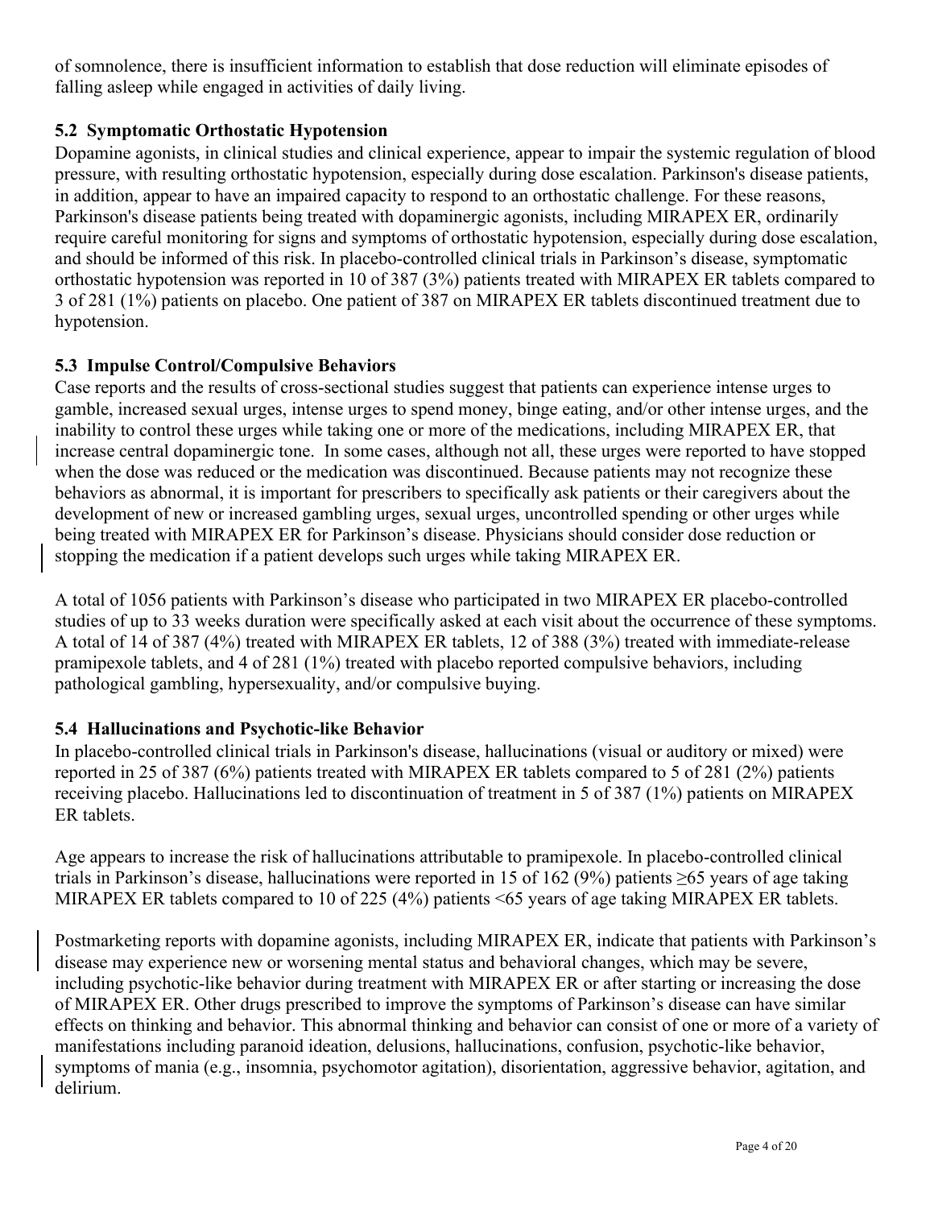of somnolence, there is insufficient information to establish that dose reduction will eliminate episodes of falling asleep while engaged in activities of daily living.

### 5.2 Symptomatic Orthostatic Hypotension

Dopamine agonists, in clinical studies and clinical experience, appear to impair the systemic regulation of blood pressure, with resulting orthostatic hypotension, especially during dose escalation. Parkinson's disease patients, in addition, appear to have an impaired capacity to respond to an orthostatic challenge. For these reasons, Parkinson's disease patients being treated with dopaminergic agonists, including MIRAPEX ER, ordinarily require careful monitoring for signs and symptoms of orthostatic hypotension, especially during dose escalation, and should be informed of this risk. In placebo-controlled clinical trials in Parkinson's disease, symptomatic orthostatic hypotension was reported in 10 of 387 (3%) patients treated with MIRAPEX ER tablets compared to 3 of 281 (1%) patients on placebo. One patient of 387 on MIRAPEX ER tablets discontinued treatment due to hypotension.

### 5.3 Impulse Control/Compulsive Behaviors

Case reports and the results of cross-sectional studies suggest that patients can experience intense urges to gamble, increased sexual urges, intense urges to spend money, binge eating, and/or other intense urges, and the inability to control these urges while taking one or more of the medications, including MIRAPEX ER, that increase central dopaminergic tone. In some cases, although not all, these urges were reported to have stopped when the dose was reduced or the medication was discontinued. Because patients may not recognize these behaviors as abnormal, it is important for prescribers to specifically ask patients or their caregivers about the development of new or increased gambling urges, sexual urges, uncontrolled spending or other urges while being treated with MIRAPEX ER for Parkinson's disease. Physicians should consider dose reduction or stopping the medication if a patient develops such urges while taking MIRAPEX ER.

A total of 1056 patients with Parkinson's disease who participated in two MIRAPEX ER placebo-controlled studies of up to 33 weeks duration were specifically asked at each visit about the occurrence of these symptoms. A total of 14 of 387 (4%) treated with MIRAPEX ER tablets, 12 of 388 (3%) treated with immediate-release pramipexole tablets, and 4 of 281 (1%) treated with placebo reported compulsive behaviors, including pathological gambling, hypersexuality, and/or compulsive buying.

### 5.4 Hallucinations and Psychotic-like Behavior

In placebo-controlled clinical trials in Parkinson's disease, hallucinations (visual or auditory or mixed) were reported in 25 of 387 (6%) patients treated with MIRAPEX ER tablets compared to 5 of 281 (2%) patients receiving placebo. Hallucinations led to discontinuation of treatment in 5 of 387 (1%) patients on MIRAPEX ER tablets.

Age appears to increase the risk of hallucinations attributable to pramipexole. In placebo-controlled clinical trials in Parkinson's disease, hallucinations were reported in 15 of 162 (9%) patients ≥65 years of age taking MIRAPEX ER tablets compared to 10 of 225 (4%) patients <65 years of age taking MIRAPEX ER tablets.

Postmarketing reports with dopamine agonists, including MIRAPEX ER, indicate that patients with Parkinson's disease may experience new or worsening mental status and behavioral changes, which may be severe, including psychotic-like behavior during treatment with MIRAPEX ER or after starting or increasing the dose of MIRAPEX ER. Other drugs prescribed to improve the symptoms of Parkinson's disease can have similar effects on thinking and behavior. This abnormal thinking and behavior can consist of one or more of a variety of manifestations including paranoid ideation, delusions, hallucinations, confusion, psychotic-like behavior, symptoms of mania (e.g., insomnia, psychomotor agitation), disorientation, aggressive behavior, agitation, and delirium.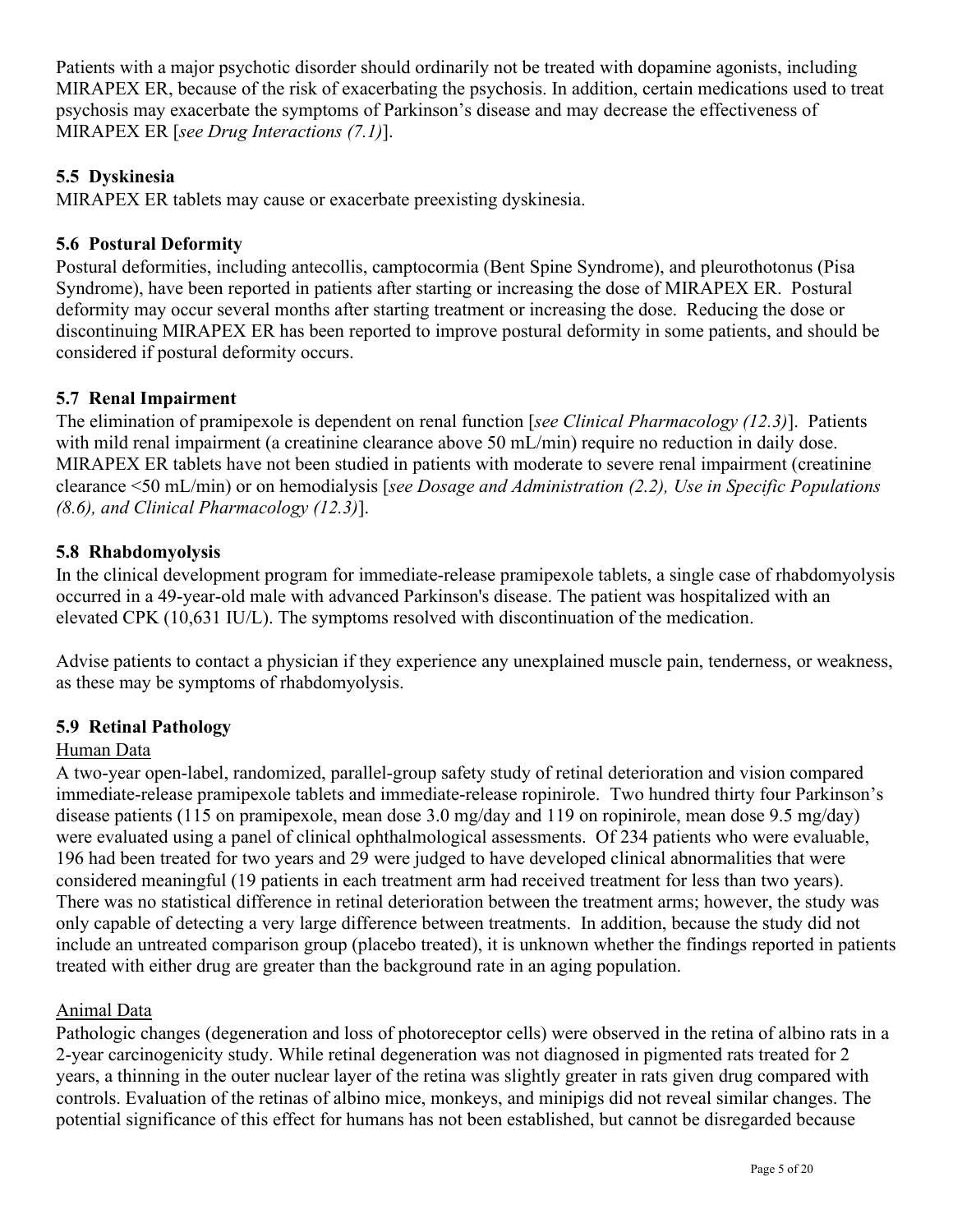Patients with a major psychotic disorder should ordinarily not be treated with dopamine agonists, including MIRAPEX ER, because of the risk of exacerbating the psychosis. In addition, certain medications used to treat psychosis may exacerbate the symptoms of Parkinson's disease and may decrease the effectiveness of MIRAPEX ER [*see Drug Interactions (7.1)*].

### 5.5 Dyskinesia

MIRAPEX ER tablets may cause or exacerbate preexisting dyskinesia.

### 5.6 Postural Deformity

Postural deformities, including antecollis, camptocormia (Bent Spine Syndrome), and pleurothotonus (Pisa Syndrome), have been reported in patients after starting or increasing the dose of MIRAPEX ER. Postural deformity may occur several months after starting treatment or increasing the dose. Reducing the dose or discontinuing MIRAPEX ER has been reported to improve postural deformity in some patients, and should be considered if postural deformity occurs.

### 5.7 Renal Impairment

The elimination of pramipexole is dependent on renal function [*see Clinical Pharmacology (12.3)*]. Patients with mild renal impairment (a creatinine clearance above 50 mL/min) require no reduction in daily dose. MIRAPEX ER tablets have not been studied in patients with moderate to severe renal impairment (creatinine clearance <50 mL/min) or on hemodialysis [*see Dosage and Administration (2.2), Use in Specific Populations (8.6), and Clinical Pharmacology (12.3)*].

### 5.8 Rhabdomyolysis

In the clinical development program for immediate-release pramipexole tablets, a single case of rhabdomyolysis occurred in a 49-year-old male with advanced Parkinson's disease. The patient was hospitalized with an elevated CPK (10,631 IU/L). The symptoms resolved with discontinuation of the medication.

Advise patients to contact a physician if they experience any unexplained muscle pain, tenderness, or weakness, as these may be symptoms of rhabdomyolysis.

### 5.9 Retinal Pathology

Human Data

A two-year open-label, randomized, parallel-group safety study of retinal deterioration and vision compared immediate-release pramipexole tablets and immediate-release ropinirole. Two hundred thirty four Parkinson's disease patients (115 on pramipexole, mean dose 3.0 mg/day and 119 on ropinirole, mean dose 9.5 mg/day) were evaluated using a panel of clinical ophthalmological assessments. Of 234 patients who were evaluable, 196 had been treated for two years and 29 were judged to have developed clinical abnormalities that were considered meaningful (19 patients in each treatment arm had received treatment for less than two years). There was no statistical difference in retinal deterioration between the treatment arms; however, the study was only capable of detecting a very large difference between treatments. In addition, because the study did not include an untreated comparison group (placebo treated), it is unknown whether the findings reported in patients treated with either drug are greater than the background rate in an aging population.

Animal Data

Pathologic changes (degeneration and loss of photoreceptor cells) were observed in the retina of albino rats in a 2-year carcinogenicity study. While retinal degeneration was not diagnosed in pigmented rats treated for 2 years, a thinning in the outer nuclear layer of the retina was slightly greater in rats given drug compared with controls. Evaluation of the retinas of albino mice, monkeys, and minipigs did not reveal similar changes. The potential significance of this effect for humans has not been established, but cannot be disregarded because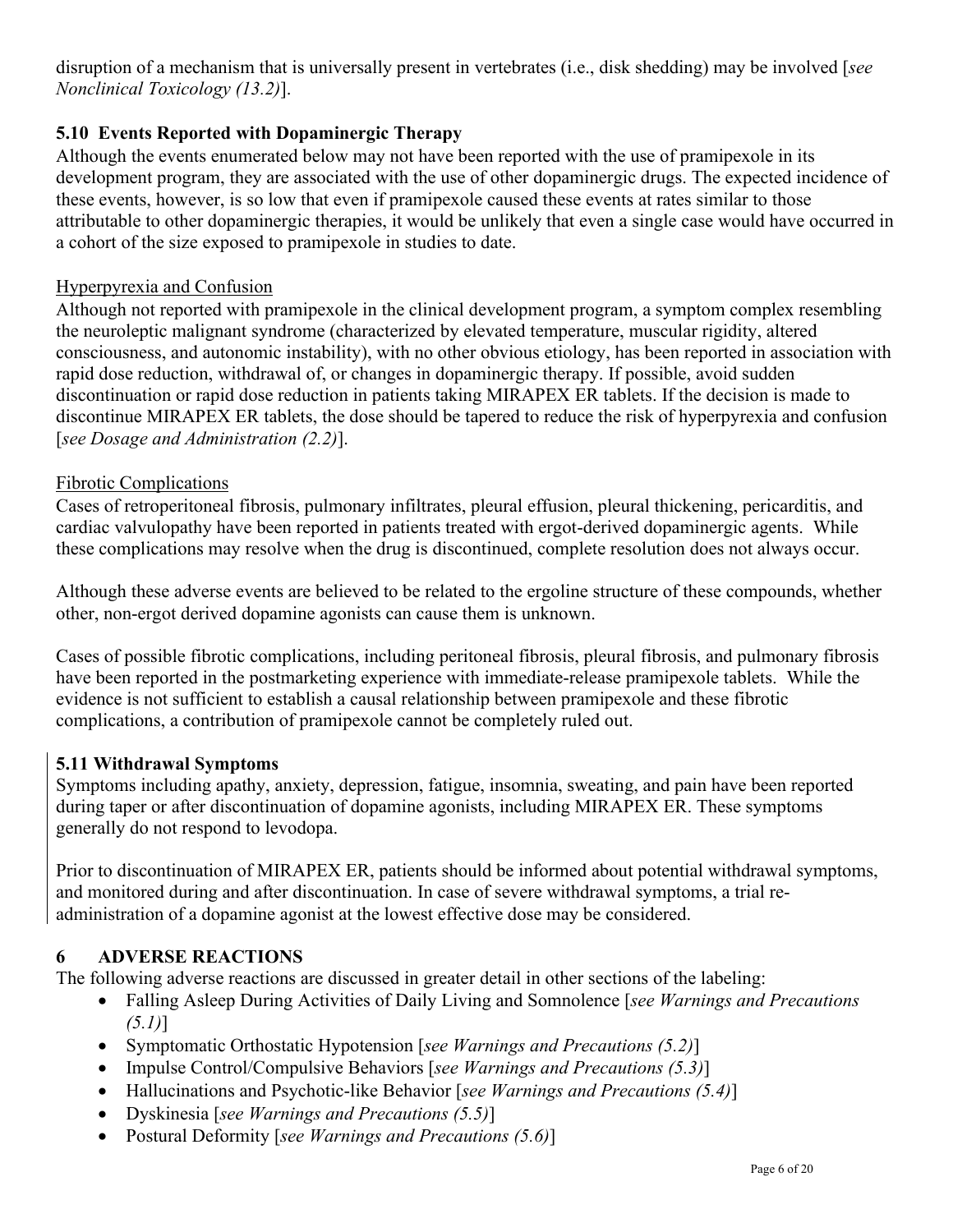disruption of a mechanism that is universally present in vertebrates (i.e., disk shedding) may be involved [*see Nonclinical Toxicology (13.2)*].

### 5.10 Events Reported with Dopaminergic Therapy

Although the events enumerated below may not have been reported with the use of pramipexole in its development program, they are associated with the use of other dopaminergic drugs. The expected incidence of these events, however, is so low that even if pramipexole caused these events at rates similar to those attributable to other dopaminergic therapies, it would be unlikely that even a single case would have occurred in a cohort of the size exposed to pramipexole in studies to date.

Hyperpyrexia and Confusion

Although not reported with pramipexole in the clinical development program, a symptom complex resembling the neuroleptic malignant syndrome (characterized by elevated temperature, muscular rigidity, altered consciousness, and autonomic instability), with no other obvious etiology, has been reported in association with rapid dose reduction, withdrawal of, or changes in dopaminergic therapy. If possible, avoid sudden discontinuation or rapid dose reduction in patients taking MIRAPEX ER tablets. If the decision is made to discontinue MIRAPEX ER tablets, the dose should be tapered to reduce the risk of hyperpyrexia and confusion [*see Dosage and Administration (2.2)*].

Fibrotic Complications

Cases of retroperitoneal fibrosis, pulmonary infiltrates, pleural effusion, pleural thickening, pericarditis, and cardiac valvulopathy have been reported in patients treated with ergot-derived dopaminergic agents. While these complications may resolve when the drug is discontinued, complete resolution does not always occur.

Although these adverse events are believed to be related to the ergoline structure of these compounds, whether other, non-ergot derived dopamine agonists can cause them is unknown.

Cases of possible fibrotic complications, including peritoneal fibrosis, pleural fibrosis, and pulmonary fibrosis have been reported in the postmarketing experience with immediate-release pramipexole tablets. While the evidence is not sufficient to establish a causal relationship between pramipexole and these fibrotic complications, a contribution of pramipexole cannot be completely ruled out.

### 5.11 Withdrawal Symptoms

Symptoms including apathy, anxiety, depression, fatigue, insomnia, sweating, and pain have been reported during taper or after discontinuation of dopamine agonists, including MIRAPEX ER. These symptoms generally do not respond to levodopa.

Prior to discontinuation of MIRAPEX ER, patients should be informed about potential withdrawal symptoms, and monitored during and after discontinuation. In case of severe withdrawal symptoms, a trial re-administration of a dopamine agonist at the lowest effective dose may be considered.

## 6 ADVERSE REACTIONS

The following adverse reactions are discussed in greater detail in other sections of the labeling:

- Falling Asleep During Activities of Daily Living and Somnolence [*see Warnings and Precautions (5.1)*]
- Symptomatic Orthostatic Hypotension [*see Warnings and Precautions (5.2)*]
- Impulse Control/Compulsive Behaviors [*see Warnings and Precautions (5.3)*]
- Hallucinations and Psychotic-like Behavior [*see Warnings and Precautions (5.4)*]
- Dyskinesia [*see Warnings and Precautions (5.5)*]
- Postural Deformity [*see Warnings and Precautions (5.6)*]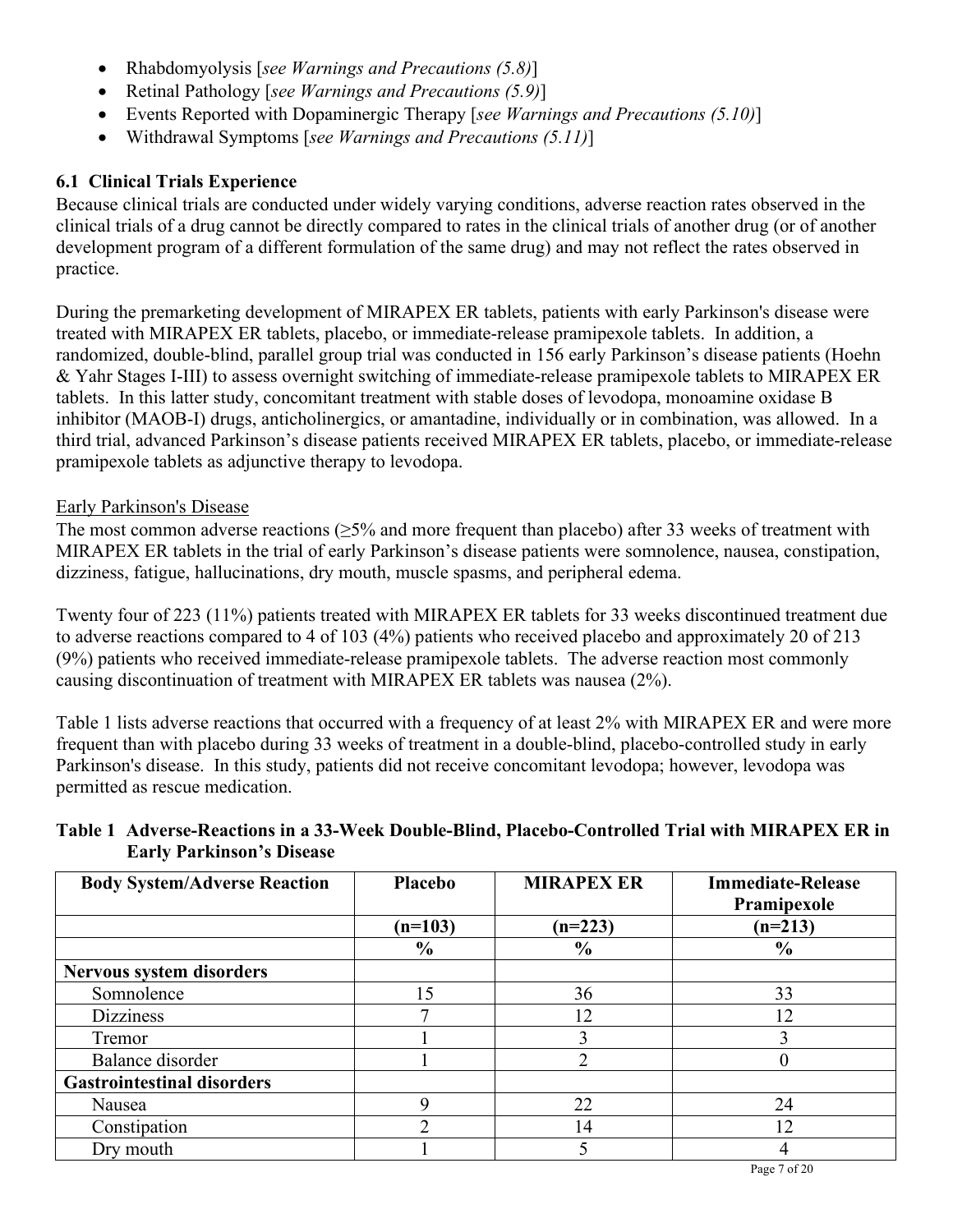- Rhabdomyolysis [*see Warnings and Precautions (5.8)*]
- Retinal Pathology [*see Warnings and Precautions (5.9)*]
- Events Reported with Dopaminergic Therapy [*see Warnings and Precautions (5.10)*]
- Withdrawal Symptoms [*see Warnings and Precautions (5.11)*]

### 6.1 Clinical Trials Experience

Because clinical trials are conducted under widely varying conditions, adverse reaction rates observed in the clinical trials of a drug cannot be directly compared to rates in the clinical trials of another drug (or of another development program of a different formulation of the same drug) and may not reflect the rates observed in practice.

During the premarketing development of MIRAPEX ER tablets, patients with early Parkinson's disease were treated with MIRAPEX ER tablets, placebo, or immediate-release pramipexole tablets. In addition, a randomized, double-blind, parallel group trial was conducted in 156 early Parkinson's disease patients (Hoehn & Yahr Stages I-III) to assess overnight switching of immediate-release pramipexole tablets to MIRAPEX ER tablets. In this latter study, concomitant treatment with stable doses of levodopa, monoamine oxidase B inhibitor (MAOB-I) drugs, anticholinergics, or amantadine, individually or in combination, was allowed. In a third trial, advanced Parkinson's disease patients received MIRAPEX ER tablets, placebo, or immediate-release pramipexole tablets as adjunctive therapy to levodopa.

Early Parkinson's Disease

The most common adverse reactions (≥5% and more frequent than placebo) after 33 weeks of treatment with MIRAPEX ER tablets in the trial of early Parkinson's disease patients were somnolence, nausea, constipation, dizziness, fatigue, hallucinations, dry mouth, muscle spasms, and peripheral edema.

Twenty four of 223 (11%) patients treated with MIRAPEX ER tablets for 33 weeks discontinued treatment due to adverse reactions compared to 4 of 103 (4%) patients who received placebo and approximately 20 of 213 (9%) patients who received immediate-release pramipexole tablets. The adverse reaction most commonly causing discontinuation of treatment with MIRAPEX ER tablets was nausea (2%).

Table 1 lists adverse reactions that occurred with a frequency of at least 2% with MIRAPEX ER and were more frequent than with placebo during 33 weeks of treatment in a double-blind, placebo-controlled study in early Parkinson's disease. In this study, patients did not receive concomitant levodopa; however, levodopa was permitted as rescue medication.

**Table 1 Adverse-Reactions in a 33-Week Double-Blind, Placebo-Controlled Trial with MIRAPEX ER in Early Parkinson's Disease**

| Body System/Adverse Reaction | Placebo | MIRAPEX ER | Immediate-Release Pramipexole |
|---|---|---|---|
| | (n=103) | (n=223) | (n=213) |
| | % | % | % |
| **Nervous system disorders** | | | |
| Somnolence | 15 | 36 | 33 |
| Dizziness | 7 | 12 | 12 |
| Tremor | 1 | 3 | 3 |
| Balance disorder | 1 | 2 | 0 |
| **Gastrointestinal disorders** | | | |
| Nausea | 9 | 22 | 24 |
| Constipation | 2 | 14 | 12 |
| Dry mouth | 1 | 5 | 4 |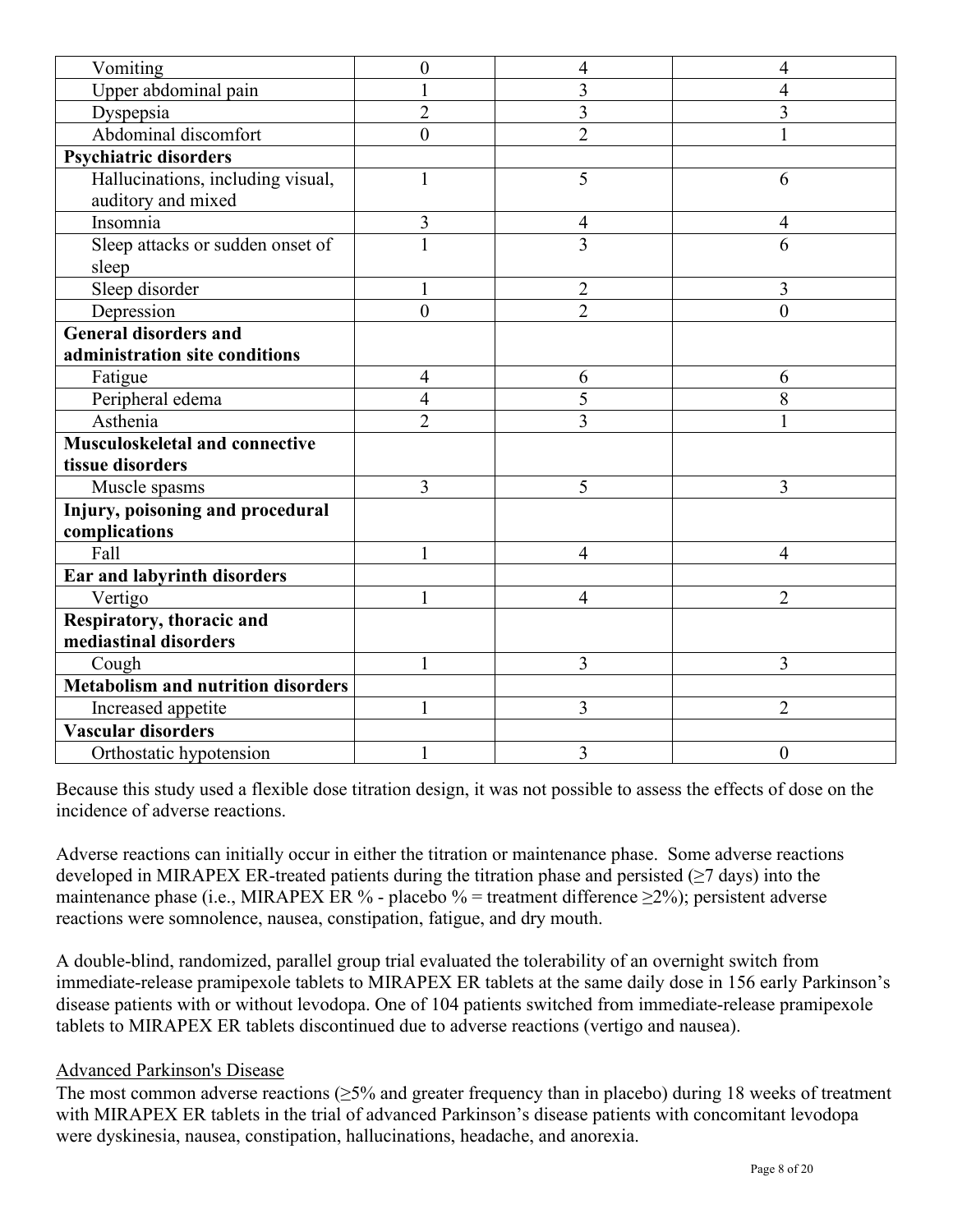| | | | |
|---|---|---|---|
| Vomiting | 0 | 4 | 4 |
| Upper abdominal pain | 1 | 3 | 4 |
| Dyspepsia | 2 | 3 | 3 |
| Abdominal discomfort | 0 | 2 | 1 |
| **Psychiatric disorders** | | | |
| Hallucinations, including visual, auditory and mixed | 1 | 5 | 6 |
| Insomnia | 3 | 4 | 4 |
| Sleep attacks or sudden onset of sleep | 1 | 3 | 6 |
| Sleep disorder | 1 | 2 | 3 |
| Depression | 0 | 2 | 0 |
| **General disorders and administration site conditions** | | | |
| Fatigue | 4 | 6 | 6 |
| Peripheral edema | 4 | 5 | 8 |
| Asthenia | 2 | 3 | 1 |
| **Musculoskeletal and connective tissue disorders** | | | |
| Muscle spasms | 3 | 5 | 3 |
| **Injury, poisoning and procedural complications** | | | |
| Fall | 1 | 4 | 4 |
| **Ear and labyrinth disorders** | | | |
| Vertigo | 1 | 4 | 2 |
| **Respiratory, thoracic and mediastinal disorders** | | | |
| Cough | 1 | 3 | 3 |
| **Metabolism and nutrition disorders** | | | |
| Increased appetite | 1 | 3 | 2 |
| **Vascular disorders** | | | |
| Orthostatic hypotension | 1 | 3 | 0 |

Because this study used a flexible dose titration design, it was not possible to assess the effects of dose on the incidence of adverse reactions.

Adverse reactions can initially occur in either the titration or maintenance phase. Some adverse reactions developed in MIRAPEX ER-treated patients during the titration phase and persisted (≥7 days) into the maintenance phase (i.e., MIRAPEX ER % - placebo % = treatment difference ≥2%); persistent adverse reactions were somnolence, nausea, constipation, fatigue, and dry mouth.

A double-blind, randomized, parallel group trial evaluated the tolerability of an overnight switch from immediate-release pramipexole tablets to MIRAPEX ER tablets at the same daily dose in 156 early Parkinson's disease patients with or without levodopa. One of 104 patients switched from immediate-release pramipexole tablets to MIRAPEX ER tablets discontinued due to adverse reactions (vertigo and nausea).

Advanced Parkinson's Disease

The most common adverse reactions (≥5% and greater frequency than in placebo) during 18 weeks of treatment with MIRAPEX ER tablets in the trial of advanced Parkinson's disease patients with concomitant levodopa were dyskinesia, nausea, constipation, hallucinations, headache, and anorexia.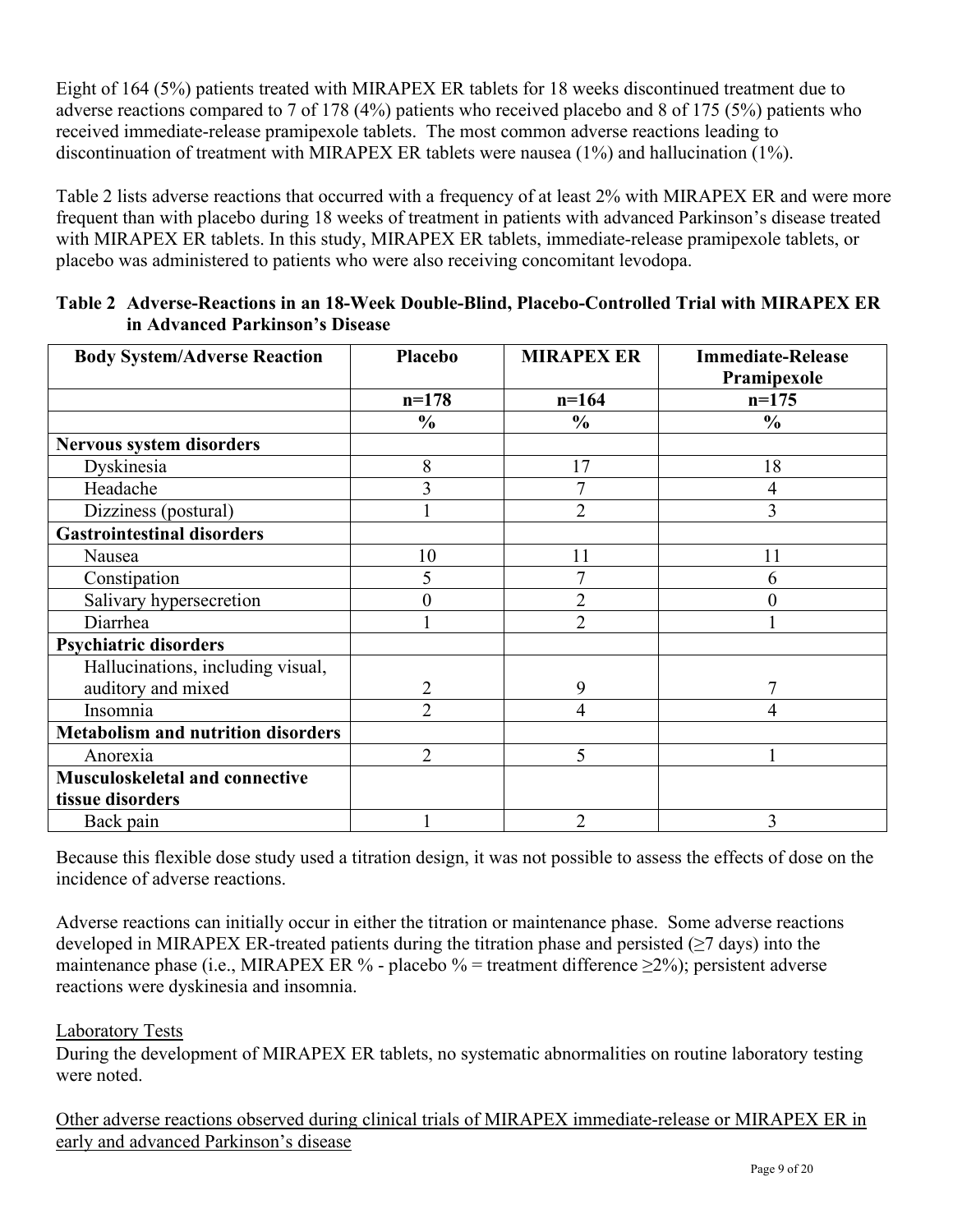Eight of 164 (5%) patients treated with MIRAPEX ER tablets for 18 weeks discontinued treatment due to adverse reactions compared to 7 of 178 (4%) patients who received placebo and 8 of 175 (5%) patients who received immediate-release pramipexole tablets. The most common adverse reactions leading to discontinuation of treatment with MIRAPEX ER tablets were nausea (1%) and hallucination (1%).

Table 2 lists adverse reactions that occurred with a frequency of at least 2% with MIRAPEX ER and were more frequent than with placebo during 18 weeks of treatment in patients with advanced Parkinson's disease treated with MIRAPEX ER tablets. In this study, MIRAPEX ER tablets, immediate-release pramipexole tablets, or placebo was administered to patients who were also receiving concomitant levodopa.

**Table 2 Adverse-Reactions in an 18-Week Double-Blind, Placebo-Controlled Trial with MIRAPEX ER in Advanced Parkinson's Disease**

| Body System/Adverse Reaction | Placebo | MIRAPEX ER | Immediate-Release Pramipexole |
|---|---|---|---|
| | n=178 | n=164 | n=175 |
| | % | % | % |
| **Nervous system disorders** | | | |
| Dyskinesia | 8 | 17 | 18 |
| Headache | 3 | 7 | 4 |
| Dizziness (postural) | 1 | 2 | 3 |
| **Gastrointestinal disorders** | | | |
| Nausea | 10 | 11 | 11 |
| Constipation | 5 | 7 | 6 |
| Salivary hypersecretion | 0 | 2 | 0 |
| Diarrhea | 1 | 2 | 1 |
| **Psychiatric disorders** | | | |
| Hallucinations, including visual, auditory and mixed | 2 | 9 | 7 |
| Insomnia | 2 | 4 | 4 |
| **Metabolism and nutrition disorders** | | | |
| Anorexia | 2 | 5 | 1 |
| **Musculoskeletal and connective tissue disorders** | | | |
| Back pain | 1 | 2 | 3 |

Because this flexible dose study used a titration design, it was not possible to assess the effects of dose on the incidence of adverse reactions.

Adverse reactions can initially occur in either the titration or maintenance phase. Some adverse reactions developed in MIRAPEX ER-treated patients during the titration phase and persisted (≥7 days) into the maintenance phase (i.e., MIRAPEX ER % - placebo % = treatment difference ≥2%); persistent adverse reactions were dyskinesia and insomnia.

Laboratory Tests

During the development of MIRAPEX ER tablets, no systematic abnormalities on routine laboratory testing were noted.

Other adverse reactions observed during clinical trials of MIRAPEX immediate-release or MIRAPEX ER in early and advanced Parkinson's disease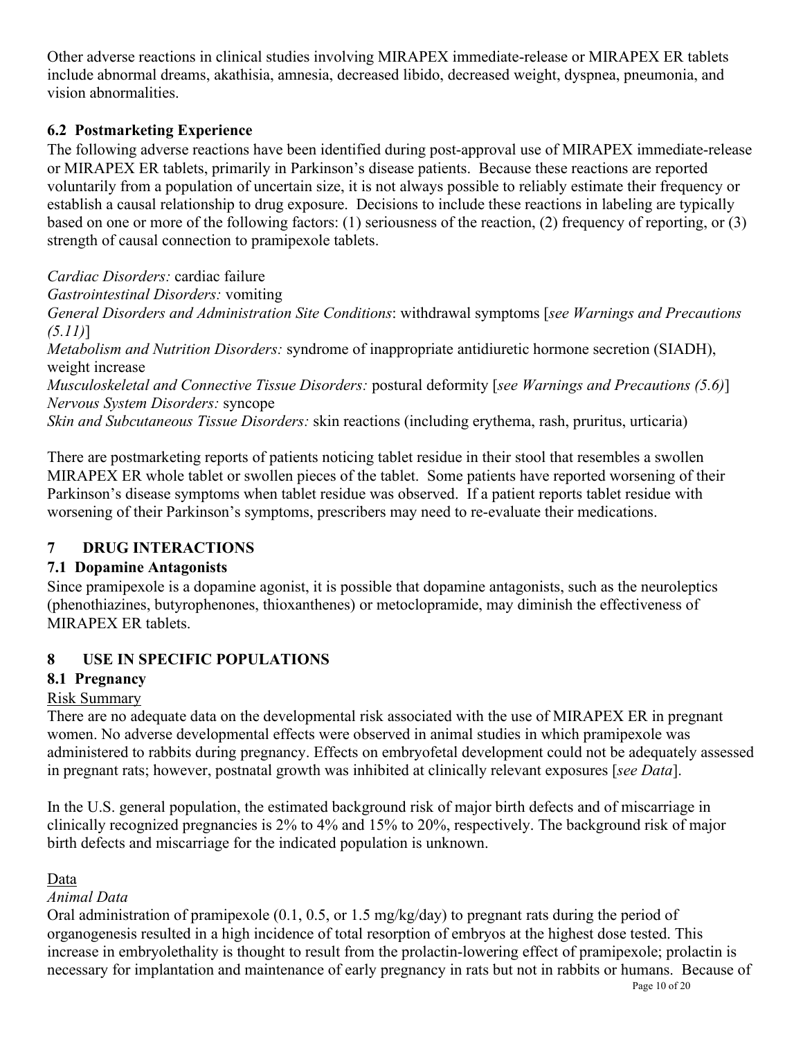Other adverse reactions in clinical studies involving MIRAPEX immediate-release or MIRAPEX ER tablets include abnormal dreams, akathisia, amnesia, decreased libido, decreased weight, dyspnea, pneumonia, and vision abnormalities.

### 6.2 Postmarketing Experience

The following adverse reactions have been identified during post-approval use of MIRAPEX immediate-release or MIRAPEX ER tablets, primarily in Parkinson's disease patients. Because these reactions are reported voluntarily from a population of uncertain size, it is not always possible to reliably estimate their frequency or establish a causal relationship to drug exposure. Decisions to include these reactions in labeling are typically based on one or more of the following factors: (1) seriousness of the reaction, (2) frequency of reporting, or (3) strength of causal connection to pramipexole tablets.

*Cardiac Disorders:* cardiac failure
*Gastrointestinal Disorders:* vomiting
*General Disorders and Administration Site Conditions*: withdrawal symptoms [*see Warnings and Precautions (5.11)*]
*Metabolism and Nutrition Disorders:* syndrome of inappropriate antidiuretic hormone secretion (SIADH), weight increase
*Musculoskeletal and Connective Tissue Disorders:* postural deformity [*see Warnings and Precautions (5.6)*]
*Nervous System Disorders:* syncope
*Skin and Subcutaneous Tissue Disorders:* skin reactions (including erythema, rash, pruritus, urticaria)

There are postmarketing reports of patients noticing tablet residue in their stool that resembles a swollen MIRAPEX ER whole tablet or swollen pieces of the tablet. Some patients have reported worsening of their Parkinson's disease symptoms when tablet residue was observed. If a patient reports tablet residue with worsening of their Parkinson's symptoms, prescribers may need to re-evaluate their medications.

## 7 DRUG INTERACTIONS

### 7.1 Dopamine Antagonists

Since pramipexole is a dopamine agonist, it is possible that dopamine antagonists, such as the neuroleptics (phenothiazines, butyrophenones, thioxanthenes) or metoclopramide, may diminish the effectiveness of MIRAPEX ER tablets.

## 8 USE IN SPECIFIC POPULATIONS

### 8.1 Pregnancy

<u>Risk Summary</u>

There are no adequate data on the developmental risk associated with the use of MIRAPEX ER in pregnant women. No adverse developmental effects were observed in animal studies in which pramipexole was administered to rabbits during pregnancy. Effects on embryofetal development could not be adequately assessed in pregnant rats; however, postnatal growth was inhibited at clinically relevant exposures [*see Data*].

In the U.S. general population, the estimated background risk of major birth defects and of miscarriage in clinically recognized pregnancies is 2% to 4% and 15% to 20%, respectively. The background risk of major birth defects and miscarriage for the indicated population is unknown.

<u>Data</u>

*Animal Data*

Oral administration of pramipexole (0.1, 0.5, or 1.5 mg/kg/day) to pregnant rats during the period of organogenesis resulted in a high incidence of total resorption of embryos at the highest dose tested. This increase in embryolethality is thought to result from the prolactin-lowering effect of pramipexole; prolactin is necessary for implantation and maintenance of early pregnancy in rats but not in rabbits or humans. Because of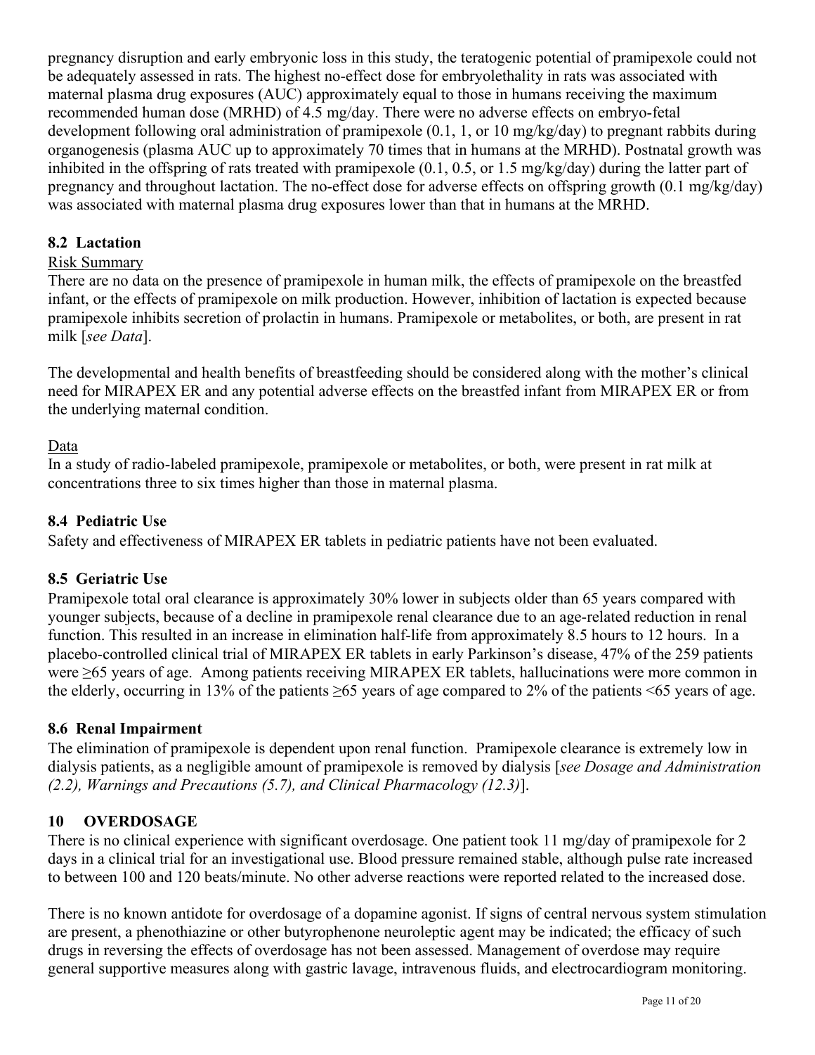pregnancy disruption and early embryonic loss in this study, the teratogenic potential of pramipexole could not be adequately assessed in rats. The highest no-effect dose for embryolethality in rats was associated with maternal plasma drug exposures (AUC) approximately equal to those in humans receiving the maximum recommended human dose (MRHD) of 4.5 mg/day. There were no adverse effects on embryo-fetal development following oral administration of pramipexole (0.1, 1, or 10 mg/kg/day) to pregnant rabbits during organogenesis (plasma AUC up to approximately 70 times that in humans at the MRHD). Postnatal growth was inhibited in the offspring of rats treated with pramipexole (0.1, 0.5, or 1.5 mg/kg/day) during the latter part of pregnancy and throughout lactation. The no-effect dose for adverse effects on offspring growth (0.1 mg/kg/day) was associated with maternal plasma drug exposures lower than that in humans at the MRHD.

### 8.2 Lactation

Risk Summary

There are no data on the presence of pramipexole in human milk, the effects of pramipexole on the breastfed infant, or the effects of pramipexole on milk production. However, inhibition of lactation is expected because pramipexole inhibits secretion of prolactin in humans. Pramipexole or metabolites, or both, are present in rat milk [*see Data*].

The developmental and health benefits of breastfeeding should be considered along with the mother's clinical need for MIRAPEX ER and any potential adverse effects on the breastfed infant from MIRAPEX ER or from the underlying maternal condition.

Data

In a study of radio-labeled pramipexole, pramipexole or metabolites, or both, were present in rat milk at concentrations three to six times higher than those in maternal plasma.

### 8.4 Pediatric Use

Safety and effectiveness of MIRAPEX ER tablets in pediatric patients have not been evaluated.

### 8.5 Geriatric Use

Pramipexole total oral clearance is approximately 30% lower in subjects older than 65 years compared with younger subjects, because of a decline in pramipexole renal clearance due to an age-related reduction in renal function. This resulted in an increase in elimination half-life from approximately 8.5 hours to 12 hours. In a placebo-controlled clinical trial of MIRAPEX ER tablets in early Parkinson's disease, 47% of the 259 patients were ≥65 years of age. Among patients receiving MIRAPEX ER tablets, hallucinations were more common in the elderly, occurring in 13% of the patients ≥65 years of age compared to 2% of the patients <65 years of age.

### 8.6 Renal Impairment

The elimination of pramipexole is dependent upon renal function. Pramipexole clearance is extremely low in dialysis patients, as a negligible amount of pramipexole is removed by dialysis [*see Dosage and Administration (2.2), Warnings and Precautions (5.7), and Clinical Pharmacology (12.3)*].

## 10 OVERDOSAGE

There is no clinical experience with significant overdosage. One patient took 11 mg/day of pramipexole for 2 days in a clinical trial for an investigational use. Blood pressure remained stable, although pulse rate increased to between 100 and 120 beats/minute. No other adverse reactions were reported related to the increased dose.

There is no known antidote for overdosage of a dopamine agonist. If signs of central nervous system stimulation are present, a phenothiazine or other butyrophenone neuroleptic agent may be indicated; the efficacy of such drugs in reversing the effects of overdosage has not been assessed. Management of overdose may require general supportive measures along with gastric lavage, intravenous fluids, and electrocardiogram monitoring.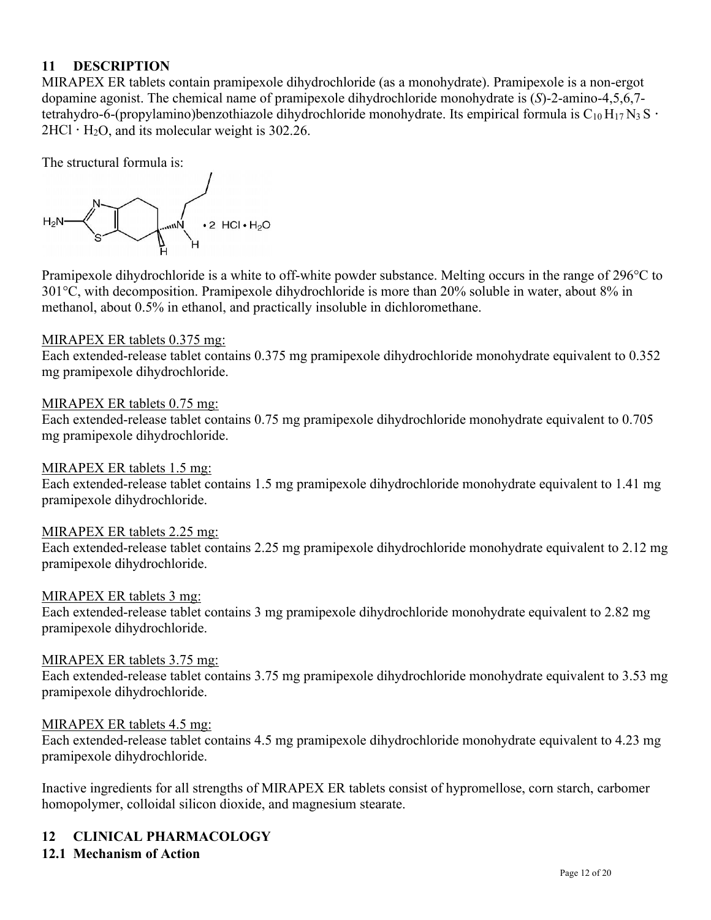## 11 DESCRIPTION

MIRAPEX ER tablets contain pramipexole dihydrochloride (as a monohydrate). Pramipexole is a non-ergot dopamine agonist. The chemical name of pramipexole dihydrochloride monohydrate is (*S*)-2-amino-4,5,6,7-tetrahydro-6-(propylamino)benzothiazole dihydrochloride monohydrate. Its empirical formula is $C_{10}H_{17}N_3S \cdot 2HCl \cdot H_2O$, and its molecular weight is 302.26.

The structural formula is:

Pramipexole dihydrochloride is a white to off-white powder substance. Melting occurs in the range of 296°C to 301°C, with decomposition. Pramipexole dihydrochloride is more than 20% soluble in water, about 8% in methanol, about 0.5% in ethanol, and practically insoluble in dichloromethane.

MIRAPEX ER tablets 0.375 mg:
Each extended-release tablet contains 0.375 mg pramipexole dihydrochloride monohydrate equivalent to 0.352 mg pramipexole dihydrochloride.

MIRAPEX ER tablets 0.75 mg:
Each extended-release tablet contains 0.75 mg pramipexole dihydrochloride monohydrate equivalent to 0.705 mg pramipexole dihydrochloride.

MIRAPEX ER tablets 1.5 mg:
Each extended-release tablet contains 1.5 mg pramipexole dihydrochloride monohydrate equivalent to 1.41 mg pramipexole dihydrochloride.

MIRAPEX ER tablets 2.25 mg:
Each extended-release tablet contains 2.25 mg pramipexole dihydrochloride monohydrate equivalent to 2.12 mg pramipexole dihydrochloride.

MIRAPEX ER tablets 3 mg:
Each extended-release tablet contains 3 mg pramipexole dihydrochloride monohydrate equivalent to 2.82 mg pramipexole dihydrochloride.

MIRAPEX ER tablets 3.75 mg:
Each extended-release tablet contains 3.75 mg pramipexole dihydrochloride monohydrate equivalent to 3.53 mg pramipexole dihydrochloride.

MIRAPEX ER tablets 4.5 mg:
Each extended-release tablet contains 4.5 mg pramipexole dihydrochloride monohydrate equivalent to 4.23 mg pramipexole dihydrochloride.

Inactive ingredients for all strengths of MIRAPEX ER tablets consist of hypromellose, corn starch, carbomer homopolymer, colloidal silicon dioxide, and magnesium stearate.

## 12 CLINICAL PHARMACOLOGY

### 12.1 Mechanism of Action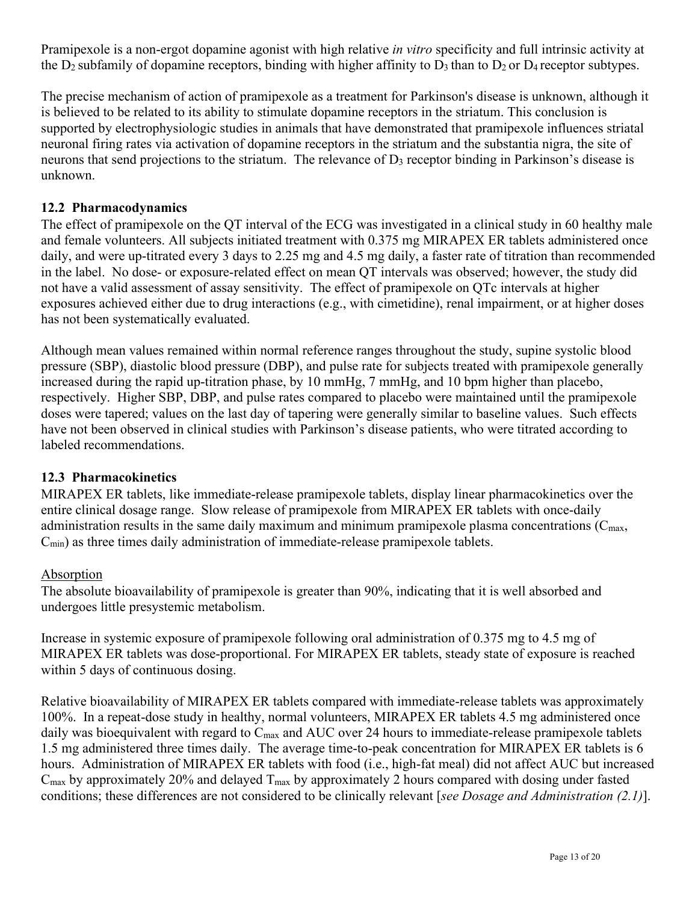Pramipexole is a non-ergot dopamine agonist with high relative *in vitro* specificity and full intrinsic activity at the $D_2$ subfamily of dopamine receptors, binding with higher affinity to $D_3$ than to $D_2$ or $D_4$ receptor subtypes.

The precise mechanism of action of pramipexole as a treatment for Parkinson's disease is unknown, although it is believed to be related to its ability to stimulate dopamine receptors in the striatum. This conclusion is supported by electrophysiologic studies in animals that have demonstrated that pramipexole influences striatal neuronal firing rates via activation of dopamine receptors in the striatum and the substantia nigra, the site of neurons that send projections to the striatum. The relevance of $D_3$ receptor binding in Parkinson's disease is unknown.

### 12.2 Pharmacodynamics

The effect of pramipexole on the QT interval of the ECG was investigated in a clinical study in 60 healthy male and female volunteers. All subjects initiated treatment with 0.375 mg MIRAPEX ER tablets administered once daily, and were up-titrated every 3 days to 2.25 mg and 4.5 mg daily, a faster rate of titration than recommended in the label. No dose- or exposure-related effect on mean QT intervals was observed; however, the study did not have a valid assessment of assay sensitivity. The effect of pramipexole on QTc intervals at higher exposures achieved either due to drug interactions (e.g., with cimetidine), renal impairment, or at higher doses has not been systematically evaluated.

Although mean values remained within normal reference ranges throughout the study, supine systolic blood pressure (SBP), diastolic blood pressure (DBP), and pulse rate for subjects treated with pramipexole generally increased during the rapid up-titration phase, by 10 mmHg, 7 mmHg, and 10 bpm higher than placebo, respectively. Higher SBP, DBP, and pulse rates compared to placebo were maintained until the pramipexole doses were tapered; values on the last day of tapering were generally similar to baseline values. Such effects have not been observed in clinical studies with Parkinson's disease patients, who were titrated according to labeled recommendations.

### 12.3 Pharmacokinetics

MIRAPEX ER tablets, like immediate-release pramipexole tablets, display linear pharmacokinetics over the entire clinical dosage range. Slow release of pramipexole from MIRAPEX ER tablets with once-daily administration results in the same daily maximum and minimum pramipexole plasma concentrations ($C_{max}$, $C_{min}$) as three times daily administration of immediate-release pramipexole tablets.

Absorption

The absolute bioavailability of pramipexole is greater than 90%, indicating that it is well absorbed and undergoes little presystemic metabolism.

Increase in systemic exposure of pramipexole following oral administration of 0.375 mg to 4.5 mg of MIRAPEX ER tablets was dose-proportional. For MIRAPEX ER tablets, steady state of exposure is reached within 5 days of continuous dosing.

Relative bioavailability of MIRAPEX ER tablets compared with immediate-release tablets was approximately 100%. In a repeat-dose study in healthy, normal volunteers, MIRAPEX ER tablets 4.5 mg administered once daily was bioequivalent with regard to $C_{max}$ and AUC over 24 hours to immediate-release pramipexole tablets 1.5 mg administered three times daily. The average time-to-peak concentration for MIRAPEX ER tablets is 6 hours. Administration of MIRAPEX ER tablets with food (i.e., high-fat meal) did not affect AUC but increased $C_{max}$ by approximately 20% and delayed $T_{max}$ by approximately 2 hours compared with dosing under fasted conditions; these differences are not considered to be clinically relevant [*see Dosage and Administration (2.1)*].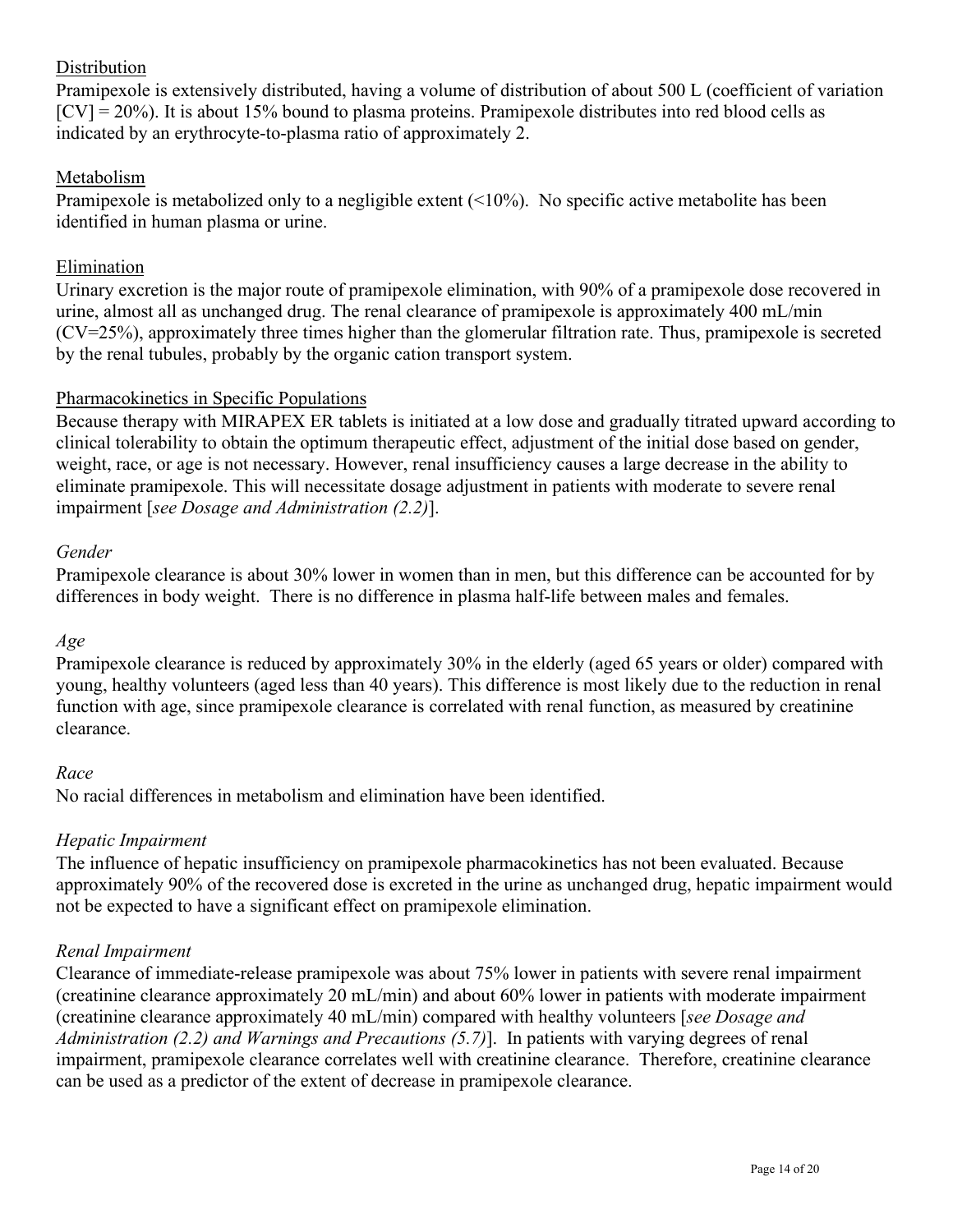<u>Distribution</u>

Pramipexole is extensively distributed, having a volume of distribution of about 500 L (coefficient of variation [CV] = 20%). It is about 15% bound to plasma proteins. Pramipexole distributes into red blood cells as indicated by an erythrocyte-to-plasma ratio of approximately 2.

<u>Metabolism</u>

Pramipexole is metabolized only to a negligible extent (<10%). No specific active metabolite has been identified in human plasma or urine.

<u>Elimination</u>

Urinary excretion is the major route of pramipexole elimination, with 90% of a pramipexole dose recovered in urine, almost all as unchanged drug. The renal clearance of pramipexole is approximately 400 mL/min (CV=25%), approximately three times higher than the glomerular filtration rate. Thus, pramipexole is secreted by the renal tubules, probably by the organic cation transport system.

<u>Pharmacokinetics in Specific Populations</u>

Because therapy with MIRAPEX ER tablets is initiated at a low dose and gradually titrated upward according to clinical tolerability to obtain the optimum therapeutic effect, adjustment of the initial dose based on gender, weight, race, or age is not necessary. However, renal insufficiency causes a large decrease in the ability to eliminate pramipexole. This will necessitate dosage adjustment in patients with moderate to severe renal impairment [*see Dosage and Administration (2.2)*].

*Gender*

Pramipexole clearance is about 30% lower in women than in men, but this difference can be accounted for by differences in body weight. There is no difference in plasma half-life between males and females.

*Age*

Pramipexole clearance is reduced by approximately 30% in the elderly (aged 65 years or older) compared with young, healthy volunteers (aged less than 40 years). This difference is most likely due to the reduction in renal function with age, since pramipexole clearance is correlated with renal function, as measured by creatinine clearance.

*Race*

No racial differences in metabolism and elimination have been identified.

*Hepatic Impairment*

The influence of hepatic insufficiency on pramipexole pharmacokinetics has not been evaluated. Because approximately 90% of the recovered dose is excreted in the urine as unchanged drug, hepatic impairment would not be expected to have a significant effect on pramipexole elimination.

*Renal Impairment*

Clearance of immediate-release pramipexole was about 75% lower in patients with severe renal impairment (creatinine clearance approximately 20 mL/min) and about 60% lower in patients with moderate impairment (creatinine clearance approximately 40 mL/min) compared with healthy volunteers [*see Dosage and Administration (2.2) and Warnings and Precautions (5.7)*]. In patients with varying degrees of renal impairment, pramipexole clearance correlates well with creatinine clearance. Therefore, creatinine clearance can be used as a predictor of the extent of decrease in pramipexole clearance.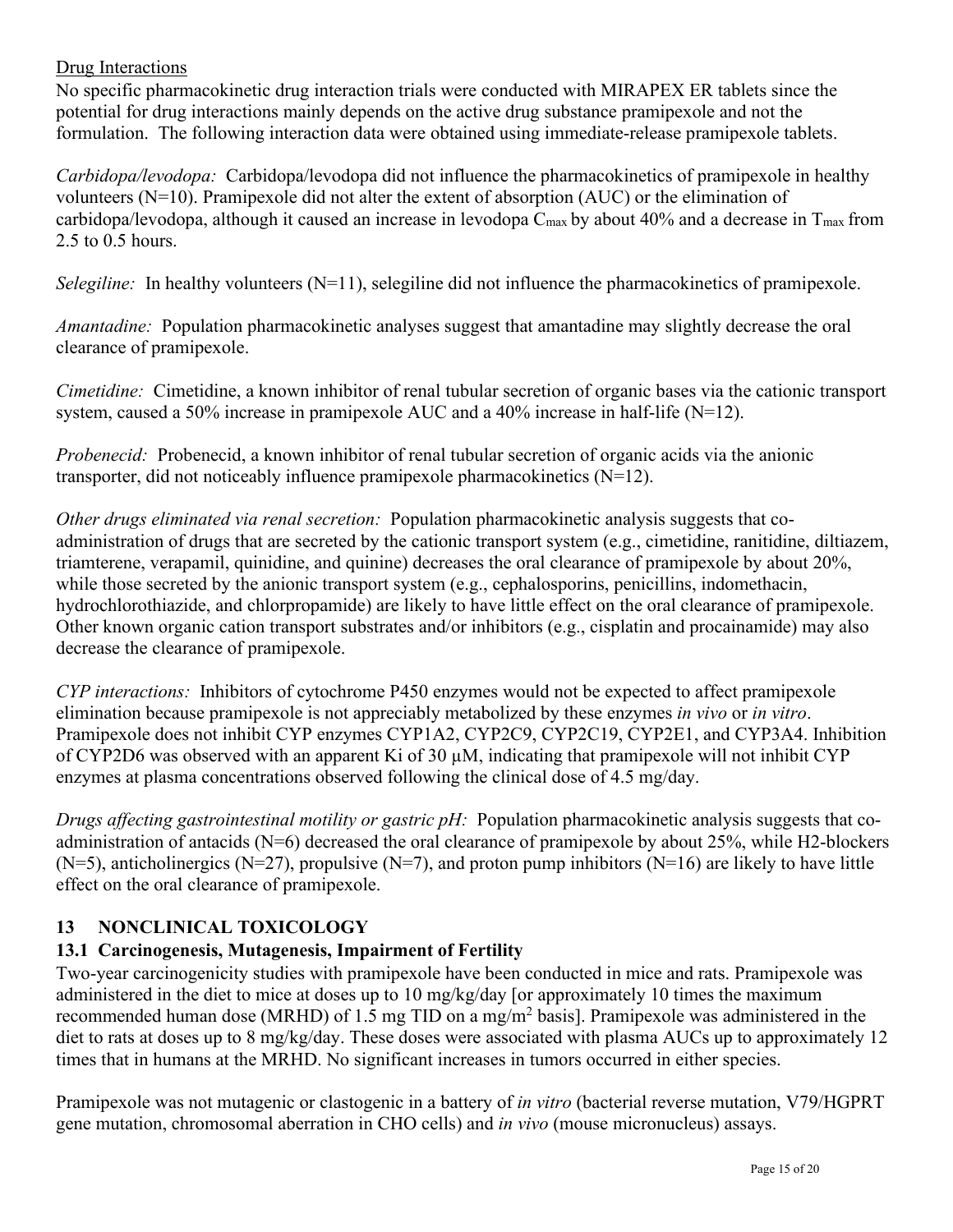Drug Interactions

No specific pharmacokinetic drug interaction trials were conducted with MIRAPEX ER tablets since the potential for drug interactions mainly depends on the active drug substance pramipexole and not the formulation. The following interaction data were obtained using immediate-release pramipexole tablets.

*Carbidopa/levodopa:* Carbidopa/levodopa did not influence the pharmacokinetics of pramipexole in healthy volunteers (N=10). Pramipexole did not alter the extent of absorption (AUC) or the elimination of carbidopa/levodopa, although it caused an increase in levodopa $C_{max}$ by about 40% and a decrease in $T_{max}$ from 2.5 to 0.5 hours.

*Selegiline:* In healthy volunteers (N=11), selegiline did not influence the pharmacokinetics of pramipexole.

*Amantadine:* Population pharmacokinetic analyses suggest that amantadine may slightly decrease the oral clearance of pramipexole.

*Cimetidine:* Cimetidine, a known inhibitor of renal tubular secretion of organic bases via the cationic transport system, caused a 50% increase in pramipexole AUC and a 40% increase in half-life (N=12).

*Probenecid:* Probenecid, a known inhibitor of renal tubular secretion of organic acids via the anionic transporter, did not noticeably influence pramipexole pharmacokinetics (N=12).

*Other drugs eliminated via renal secretion:* Population pharmacokinetic analysis suggests that co-administration of drugs that are secreted by the cationic transport system (e.g., cimetidine, ranitidine, diltiazem, triamterene, verapamil, quinidine, and quinine) decreases the oral clearance of pramipexole by about 20%, while those secreted by the anionic transport system (e.g., cephalosporins, penicillins, indomethacin, hydrochlorothiazide, and chlorpropamide) are likely to have little effect on the oral clearance of pramipexole. Other known organic cation transport substrates and/or inhibitors (e.g., cisplatin and procainamide) may also decrease the clearance of pramipexole.

*CYP interactions:* Inhibitors of cytochrome P450 enzymes would not be expected to affect pramipexole elimination because pramipexole is not appreciably metabolized by these enzymes *in vivo* or *in vitro*. Pramipexole does not inhibit CYP enzymes CYP1A2, CYP2C9, CYP2C19, CYP2E1, and CYP3A4. Inhibition of CYP2D6 was observed with an apparent Ki of 30 µM, indicating that pramipexole will not inhibit CYP enzymes at plasma concentrations observed following the clinical dose of 4.5 mg/day.

*Drugs affecting gastrointestinal motility or gastric pH:* Population pharmacokinetic analysis suggests that co-administration of antacids (N=6) decreased the oral clearance of pramipexole by about 25%, while H2-blockers (N=5), anticholinergics (N=27), propulsive (N=7), and proton pump inhibitors (N=16) are likely to have little effect on the oral clearance of pramipexole.

## 13 NONCLINICAL TOXICOLOGY

### 13.1 Carcinogenesis, Mutagenesis, Impairment of Fertility

Two-year carcinogenicity studies with pramipexole have been conducted in mice and rats. Pramipexole was administered in the diet to mice at doses up to 10 mg/kg/day [or approximately 10 times the maximum recommended human dose (MRHD) of 1.5 mg TID on a mg/m$^2$ basis]. Pramipexole was administered in the diet to rats at doses up to 8 mg/kg/day. These doses were associated with plasma AUCs up to approximately 12 times that in humans at the MRHD. No significant increases in tumors occurred in either species.

Pramipexole was not mutagenic or clastogenic in a battery of *in vitro* (bacterial reverse mutation, V79/HGPRT gene mutation, chromosomal aberration in CHO cells) and *in vivo* (mouse micronucleus) assays.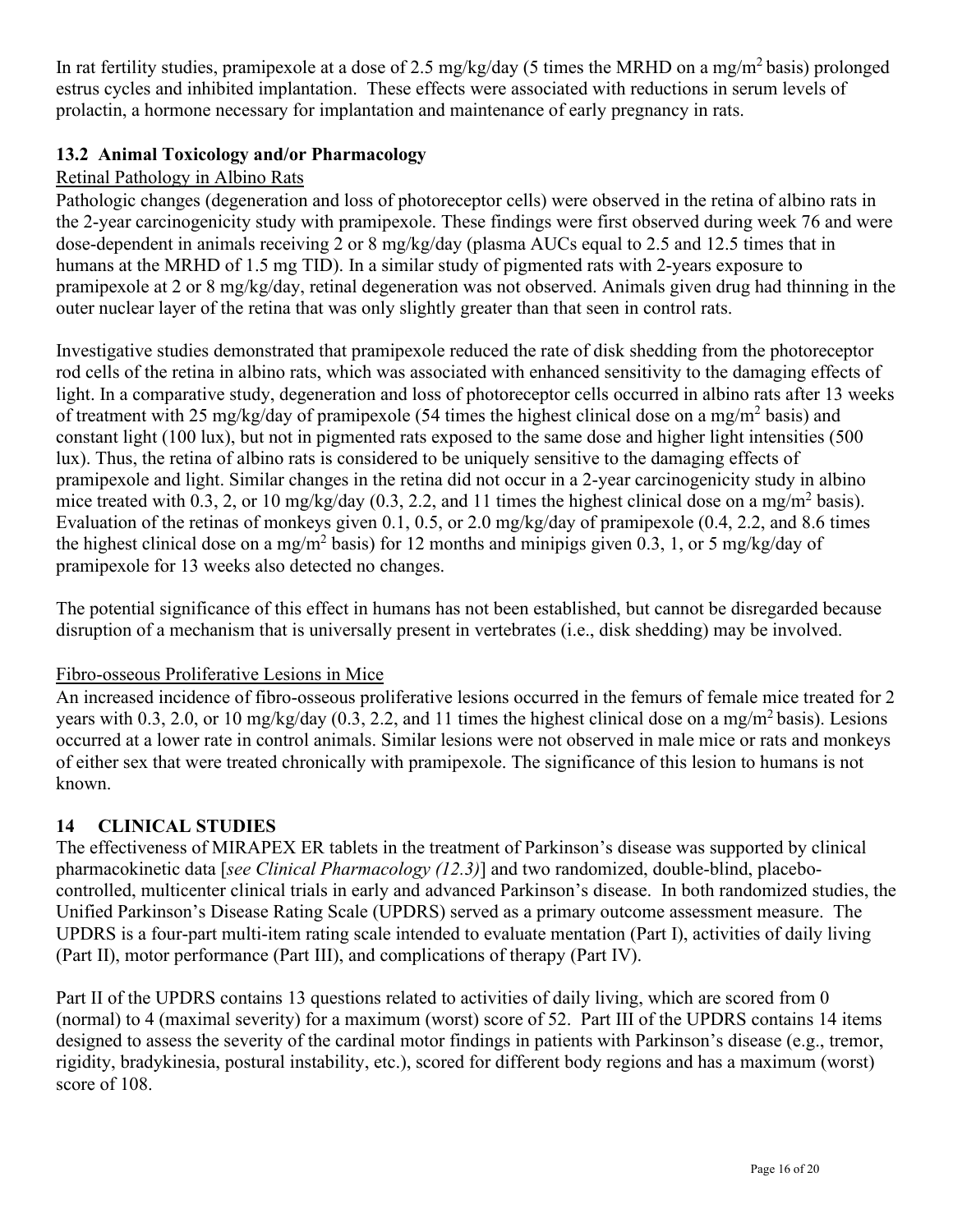In rat fertility studies, pramipexole at a dose of 2.5 mg/kg/day (5 times the MRHD on a mg/m$^2$ basis) prolonged estrus cycles and inhibited implantation. These effects were associated with reductions in serum levels of prolactin, a hormone necessary for implantation and maintenance of early pregnancy in rats.

### 13.2 Animal Toxicology and/or Pharmacology

Retinal Pathology in Albino Rats

Pathologic changes (degeneration and loss of photoreceptor cells) were observed in the retina of albino rats in the 2-year carcinogenicity study with pramipexole. These findings were first observed during week 76 and were dose-dependent in animals receiving 2 or 8 mg/kg/day (plasma AUCs equal to 2.5 and 12.5 times that in humans at the MRHD of 1.5 mg TID). In a similar study of pigmented rats with 2-years exposure to pramipexole at 2 or 8 mg/kg/day, retinal degeneration was not observed. Animals given drug had thinning in the outer nuclear layer of the retina that was only slightly greater than that seen in control rats.

Investigative studies demonstrated that pramipexole reduced the rate of disk shedding from the photoreceptor rod cells of the retina in albino rats, which was associated with enhanced sensitivity to the damaging effects of light. In a comparative study, degeneration and loss of photoreceptor cells occurred in albino rats after 13 weeks of treatment with 25 mg/kg/day of pramipexole (54 times the highest clinical dose on a mg/m$^2$ basis) and constant light (100 lux), but not in pigmented rats exposed to the same dose and higher light intensities (500 lux). Thus, the retina of albino rats is considered to be uniquely sensitive to the damaging effects of pramipexole and light. Similar changes in the retina did not occur in a 2-year carcinogenicity study in albino mice treated with 0.3, 2, or 10 mg/kg/day (0.3, 2.2, and 11 times the highest clinical dose on a mg/m$^2$ basis). Evaluation of the retinas of monkeys given 0.1, 0.5, or 2.0 mg/kg/day of pramipexole (0.4, 2.2, and 8.6 times the highest clinical dose on a mg/m$^2$ basis) for 12 months and minipigs given 0.3, 1, or 5 mg/kg/day of pramipexole for 13 weeks also detected no changes.

The potential significance of this effect in humans has not been established, but cannot be disregarded because disruption of a mechanism that is universally present in vertebrates (i.e., disk shedding) may be involved.

Fibro-osseous Proliferative Lesions in Mice

An increased incidence of fibro-osseous proliferative lesions occurred in the femurs of female mice treated for 2 years with 0.3, 2.0, or 10 mg/kg/day (0.3, 2.2, and 11 times the highest clinical dose on a mg/m$^2$ basis). Lesions occurred at a lower rate in control animals. Similar lesions were not observed in male mice or rats and monkeys of either sex that were treated chronically with pramipexole. The significance of this lesion to humans is not known.

## 14 CLINICAL STUDIES

The effectiveness of MIRAPEX ER tablets in the treatment of Parkinson's disease was supported by clinical pharmacokinetic data [*see Clinical Pharmacology (12.3)*] and two randomized, double-blind, placebo-controlled, multicenter clinical trials in early and advanced Parkinson's disease. In both randomized studies, the Unified Parkinson's Disease Rating Scale (UPDRS) served as a primary outcome assessment measure. The UPDRS is a four-part multi-item rating scale intended to evaluate mentation (Part I), activities of daily living (Part II), motor performance (Part III), and complications of therapy (Part IV).

Part II of the UPDRS contains 13 questions related to activities of daily living, which are scored from 0 (normal) to 4 (maximal severity) for a maximum (worst) score of 52. Part III of the UPDRS contains 14 items designed to assess the severity of the cardinal motor findings in patients with Parkinson's disease (e.g., tremor, rigidity, bradykinesia, postural instability, etc.), scored for different body regions and has a maximum (worst) score of 108.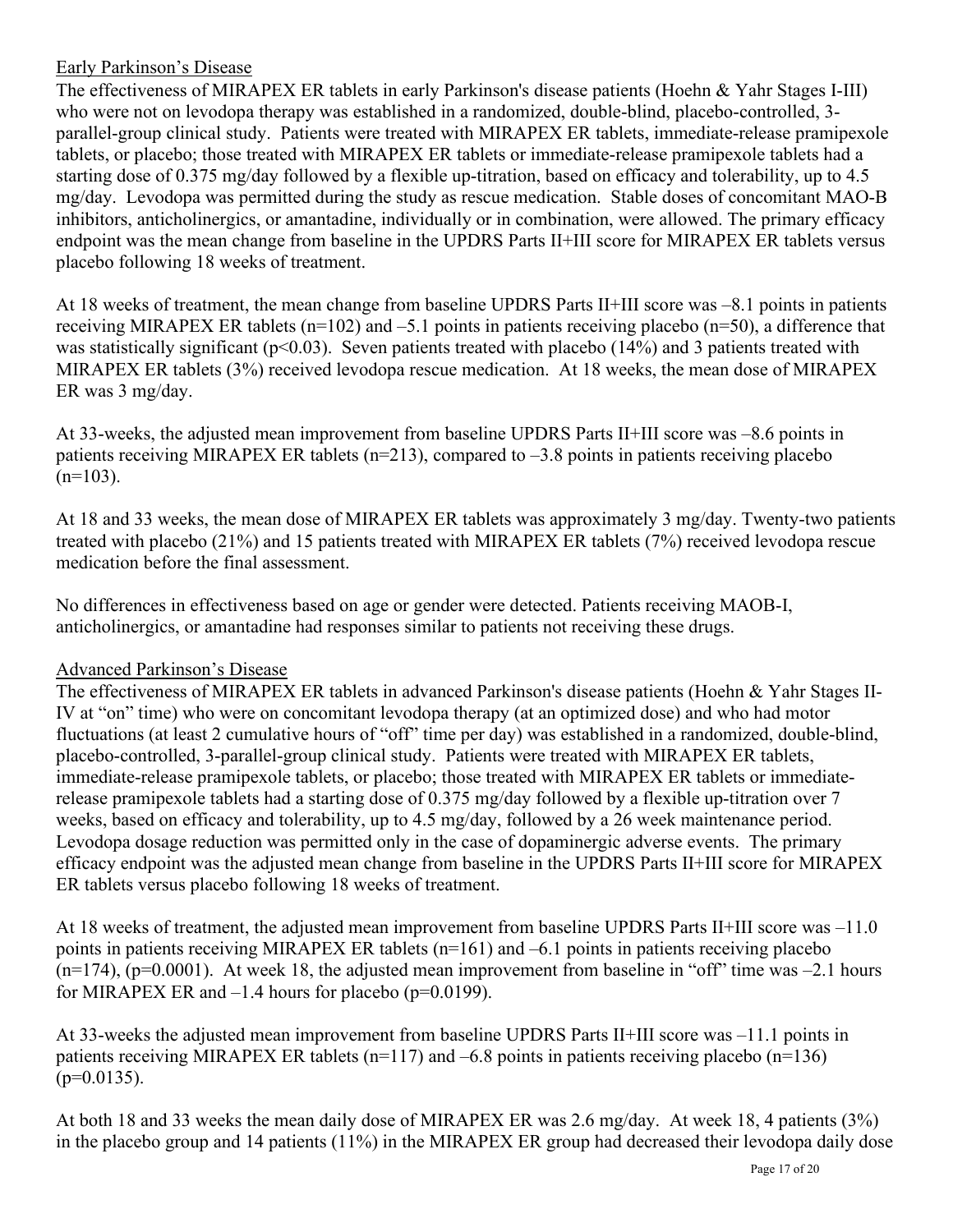Early Parkinson's Disease

The effectiveness of MIRAPEX ER tablets in early Parkinson's disease patients (Hoehn & Yahr Stages I-III) who were not on levodopa therapy was established in a randomized, double-blind, placebo-controlled, 3-parallel-group clinical study. Patients were treated with MIRAPEX ER tablets, immediate-release pramipexole tablets, or placebo; those treated with MIRAPEX ER tablets or immediate-release pramipexole tablets had a starting dose of 0.375 mg/day followed by a flexible up-titration, based on efficacy and tolerability, up to 4.5 mg/day. Levodopa was permitted during the study as rescue medication. Stable doses of concomitant MAO-B inhibitors, anticholinergics, or amantadine, individually or in combination, were allowed. The primary efficacy endpoint was the mean change from baseline in the UPDRS Parts II+III score for MIRAPEX ER tablets versus placebo following 18 weeks of treatment.

At 18 weeks of treatment, the mean change from baseline UPDRS Parts II+III score was –8.1 points in patients receiving MIRAPEX ER tablets (n=102) and –5.1 points in patients receiving placebo (n=50), a difference that was statistically significant ($p<0.03$). Seven patients treated with placebo (14%) and 3 patients treated with MIRAPEX ER tablets (3%) received levodopa rescue medication. At 18 weeks, the mean dose of MIRAPEX ER was 3 mg/day.

At 33-weeks, the adjusted mean improvement from baseline UPDRS Parts II+III score was –8.6 points in patients receiving MIRAPEX ER tablets (n=213), compared to –3.8 points in patients receiving placebo (n=103).

At 18 and 33 weeks, the mean dose of MIRAPEX ER tablets was approximately 3 mg/day. Twenty-two patients treated with placebo (21%) and 15 patients treated with MIRAPEX ER tablets (7%) received levodopa rescue medication before the final assessment.

No differences in effectiveness based on age or gender were detected. Patients receiving MAOB-I, anticholinergics, or amantadine had responses similar to patients not receiving these drugs.

Advanced Parkinson's Disease

The effectiveness of MIRAPEX ER tablets in advanced Parkinson's disease patients (Hoehn & Yahr Stages II-IV at "on" time) who were on concomitant levodopa therapy (at an optimized dose) and who had motor fluctuations (at least 2 cumulative hours of "off" time per day) was established in a randomized, double-blind, placebo-controlled, 3-parallel-group clinical study. Patients were treated with MIRAPEX ER tablets, immediate-release pramipexole tablets, or placebo; those treated with MIRAPEX ER tablets or immediate-release pramipexole tablets had a starting dose of 0.375 mg/day followed by a flexible up-titration over 7 weeks, based on efficacy and tolerability, up to 4.5 mg/day, followed by a 26 week maintenance period. Levodopa dosage reduction was permitted only in the case of dopaminergic adverse events. The primary efficacy endpoint was the adjusted mean change from baseline in the UPDRS Parts II+III score for MIRAPEX ER tablets versus placebo following 18 weeks of treatment.

At 18 weeks of treatment, the adjusted mean improvement from baseline UPDRS Parts II+III score was –11.0 points in patients receiving MIRAPEX ER tablets (n=161) and –6.1 points in patients receiving placebo (n=174), ($p=0.0001$). At week 18, the adjusted mean improvement from baseline in "off" time was –2.1 hours for MIRAPEX ER and –1.4 hours for placebo ($p=0.0199$).

At 33-weeks the adjusted mean improvement from baseline UPDRS Parts II+III score was –11.1 points in patients receiving MIRAPEX ER tablets (n=117) and –6.8 points in patients receiving placebo (n=136) ($p=0.0135$).

At both 18 and 33 weeks the mean daily dose of MIRAPEX ER was 2.6 mg/day. At week 18, 4 patients (3%) in the placebo group and 14 patients (11%) in the MIRAPEX ER group had decreased their levodopa daily dose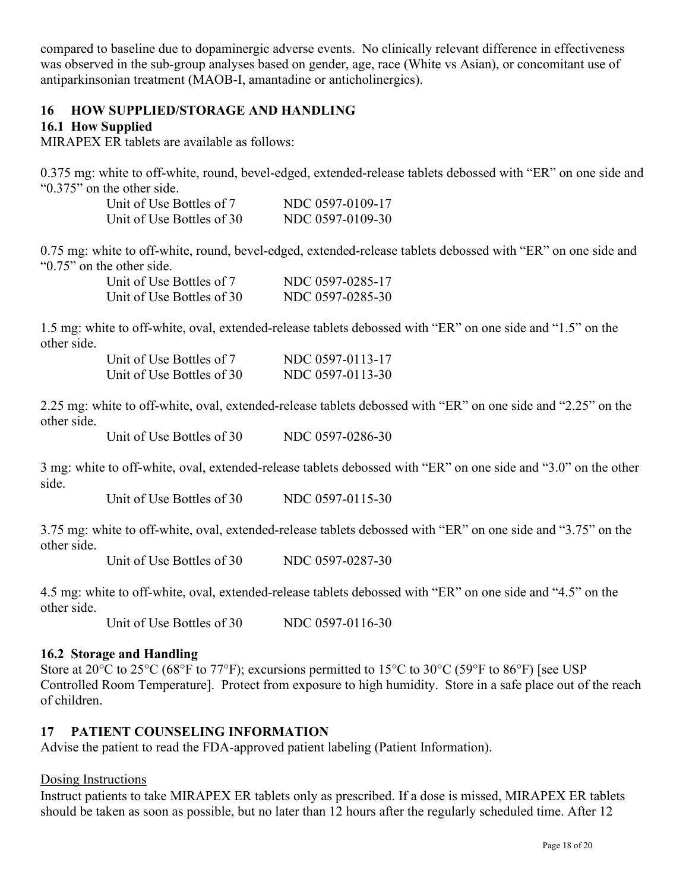compared to baseline due to dopaminergic adverse events. No clinically relevant difference in effectiveness was observed in the sub-group analyses based on gender, age, race (White vs Asian), or concomitant use of antiparkinsonian treatment (MAOB-I, amantadine or anticholinergics).

## 16 HOW SUPPLIED/STORAGE AND HANDLING

### 16.1 How Supplied

MIRAPEX ER tablets are available as follows:

0.375 mg: white to off-white, round, bevel-edged, extended-release tablets debossed with "ER" on one side and "0.375" on the other side.

| | |
|---|---|
| Unit of Use Bottles of 7 | NDC 0597-0109-17 |
| Unit of Use Bottles of 30 | NDC 0597-0109-30 |

0.75 mg: white to off-white, round, bevel-edged, extended-release tablets debossed with "ER" on one side and "0.75" on the other side.

| | |
|---|---|
| Unit of Use Bottles of 7 | NDC 0597-0285-17 |
| Unit of Use Bottles of 30 | NDC 0597-0285-30 |

1.5 mg: white to off-white, oval, extended-release tablets debossed with "ER" on one side and "1.5" on the other side.

| | |
|---|---|
| Unit of Use Bottles of 7 | NDC 0597-0113-17 |
| Unit of Use Bottles of 30 | NDC 0597-0113-30 |

2.25 mg: white to off-white, oval, extended-release tablets debossed with "ER" on one side and "2.25" on the other side.

| | |
|---|---|
| Unit of Use Bottles of 30 | NDC 0597-0286-30 |

3 mg: white to off-white, oval, extended-release tablets debossed with "ER" on one side and "3.0" on the other side.

| | |
|---|---|
| Unit of Use Bottles of 30 | NDC 0597-0115-30 |

3.75 mg: white to off-white, oval, extended-release tablets debossed with "ER" on one side and "3.75" on the other side.

| | |
|---|---|
| Unit of Use Bottles of 30 | NDC 0597-0287-30 |

4.5 mg: white to off-white, oval, extended-release tablets debossed with "ER" on one side and "4.5" on the other side.

| | |
|---|---|
| Unit of Use Bottles of 30 | NDC 0597-0116-30 |

### 16.2 Storage and Handling

Store at 20°C to 25°C (68°F to 77°F); excursions permitted to 15°C to 30°C (59°F to 86°F) [see USP Controlled Room Temperature]. Protect from exposure to high humidity. Store in a safe place out of the reach of children.

## 17 PATIENT COUNSELING INFORMATION

Advise the patient to read the FDA-approved patient labeling (Patient Information).

Dosing Instructions

Instruct patients to take MIRAPEX ER tablets only as prescribed. If a dose is missed, MIRAPEX ER tablets should be taken as soon as possible, but no later than 12 hours after the regularly scheduled time. After 12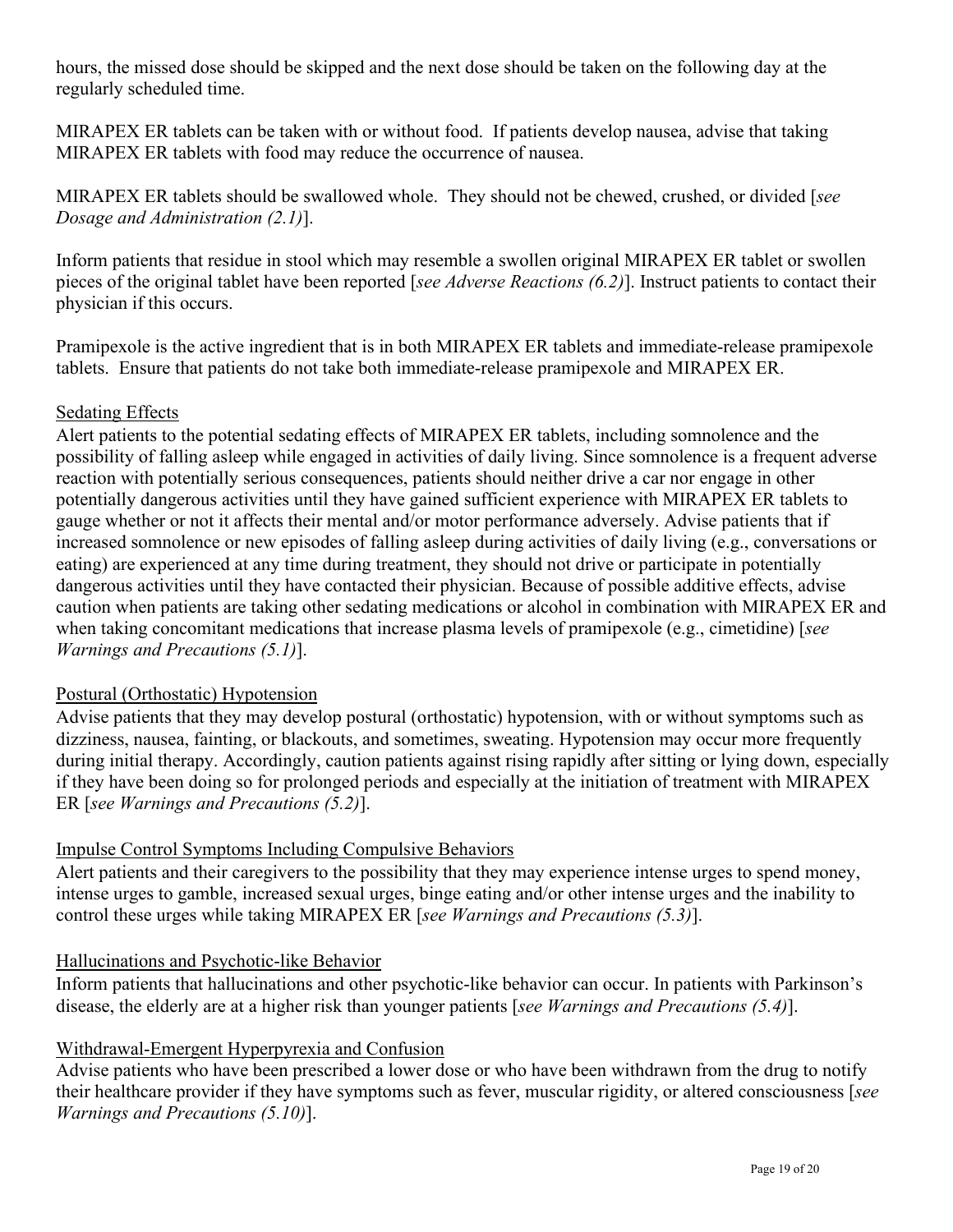hours, the missed dose should be skipped and the next dose should be taken on the following day at the regularly scheduled time.

MIRAPEX ER tablets can be taken with or without food. If patients develop nausea, advise that taking MIRAPEX ER tablets with food may reduce the occurrence of nausea.

MIRAPEX ER tablets should be swallowed whole. They should not be chewed, crushed, or divided [*see Dosage and Administration (2.1)*].

Inform patients that residue in stool which may resemble a swollen original MIRAPEX ER tablet or swollen pieces of the original tablet have been reported [*see Adverse Reactions (6.2)*]. Instruct patients to contact their physician if this occurs.

Pramipexole is the active ingredient that is in both MIRAPEX ER tablets and immediate-release pramipexole tablets. Ensure that patients do not take both immediate-release pramipexole and MIRAPEX ER.

Sedating Effects

Alert patients to the potential sedating effects of MIRAPEX ER tablets, including somnolence and the possibility of falling asleep while engaged in activities of daily living. Since somnolence is a frequent adverse reaction with potentially serious consequences, patients should neither drive a car nor engage in other potentially dangerous activities until they have gained sufficient experience with MIRAPEX ER tablets to gauge whether or not it affects their mental and/or motor performance adversely. Advise patients that if increased somnolence or new episodes of falling asleep during activities of daily living (e.g., conversations or eating) are experienced at any time during treatment, they should not drive or participate in potentially dangerous activities until they have contacted their physician. Because of possible additive effects, advise caution when patients are taking other sedating medications or alcohol in combination with MIRAPEX ER and when taking concomitant medications that increase plasma levels of pramipexole (e.g., cimetidine) [*see Warnings and Precautions (5.1)*].

Postural (Orthostatic) Hypotension

Advise patients that they may develop postural (orthostatic) hypotension, with or without symptoms such as dizziness, nausea, fainting, or blackouts, and sometimes, sweating. Hypotension may occur more frequently during initial therapy. Accordingly, caution patients against rising rapidly after sitting or lying down, especially if they have been doing so for prolonged periods and especially at the initiation of treatment with MIRAPEX ER [*see Warnings and Precautions (5.2)*].

Impulse Control Symptoms Including Compulsive Behaviors

Alert patients and their caregivers to the possibility that they may experience intense urges to spend money, intense urges to gamble, increased sexual urges, binge eating and/or other intense urges and the inability to control these urges while taking MIRAPEX ER [*see Warnings and Precautions (5.3)*].

Hallucinations and Psychotic-like Behavior

Inform patients that hallucinations and other psychotic-like behavior can occur. In patients with Parkinson's disease, the elderly are at a higher risk than younger patients [*see Warnings and Precautions (5.4)*].

Withdrawal-Emergent Hyperpyrexia and Confusion

Advise patients who have been prescribed a lower dose or who have been withdrawn from the drug to notify their healthcare provider if they have symptoms such as fever, muscular rigidity, or altered consciousness [*see Warnings and Precautions (5.10)*].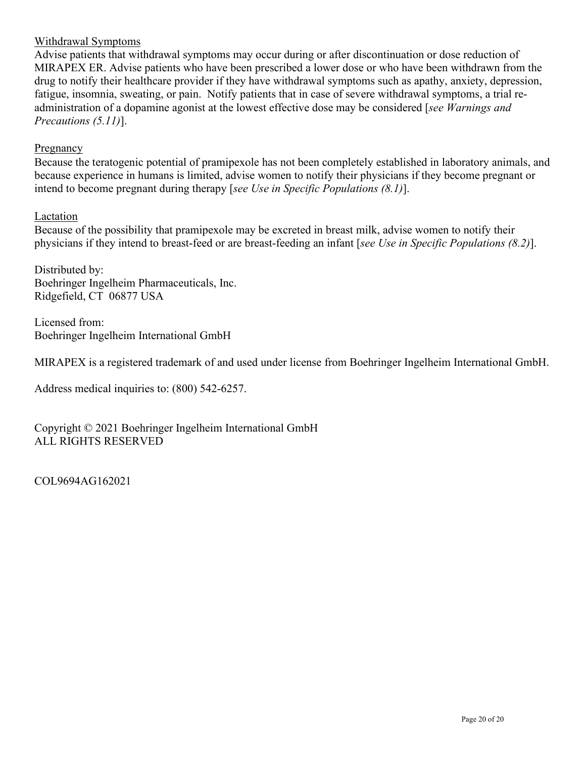Withdrawal Symptoms

Advise patients that withdrawal symptoms may occur during or after discontinuation or dose reduction of MIRAPEX ER. Advise patients who have been prescribed a lower dose or who have been withdrawn from the drug to notify their healthcare provider if they have withdrawal symptoms such as apathy, anxiety, depression, fatigue, insomnia, sweating, or pain. Notify patients that in case of severe withdrawal symptoms, a trial re-administration of a dopamine agonist at the lowest effective dose may be considered [*see Warnings and Precautions (5.11)*].

Pregnancy

Because the teratogenic potential of pramipexole has not been completely established in laboratory animals, and because experience in humans is limited, advise women to notify their physicians if they become pregnant or intend to become pregnant during therapy [*see Use in Specific Populations (8.1)*].

Lactation

Because of the possibility that pramipexole may be excreted in breast milk, advise women to notify their physicians if they intend to breast-feed or are breast-feeding an infant [*see Use in Specific Populations (8.2)*].

Distributed by:
Boehringer Ingelheim Pharmaceuticals, Inc.
Ridgefield, CT 06877 USA

Licensed from:
Boehringer Ingelheim International GmbH

MIRAPEX is a registered trademark of and used under license from Boehringer Ingelheim International GmbH.

Address medical inquiries to: (800) 542-6257.

Copyright © 2021 Boehringer Ingelheim International GmbH
ALL RIGHTS RESERVED

COL9694AG162021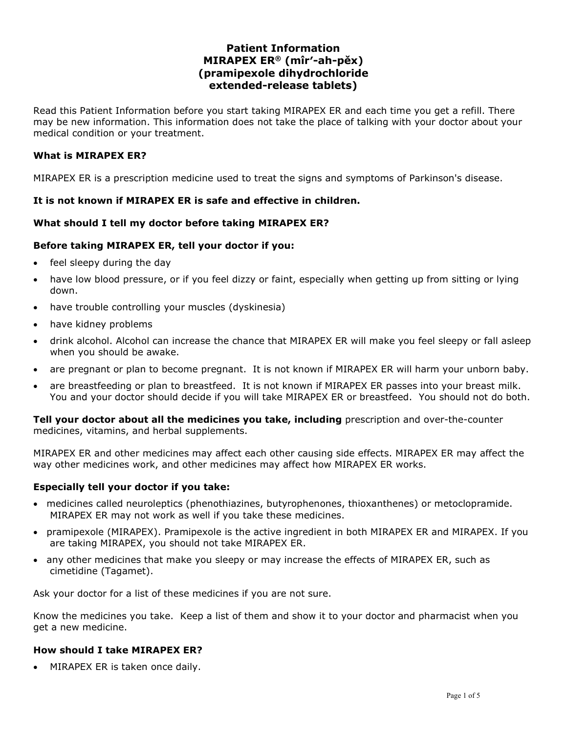# Patient Information
# MIRAPEX ER® (mîr'-ah-pĕx)
# (pramipexole dihydrochloride extended-release tablets)

Read this Patient Information before you start taking MIRAPEX ER and each time you get a refill. There may be new information. This information does not take the place of talking with your doctor about your medical condition or your treatment.

**What is MIRAPEX ER?**

MIRAPEX ER is a prescription medicine used to treat the signs and symptoms of Parkinson's disease.

**It is not known if MIRAPEX ER is safe and effective in children.**

**What should I tell my doctor before taking MIRAPEX ER?**

**Before taking MIRAPEX ER, tell your doctor if you:**

- feel sleepy during the day
- have low blood pressure, or if you feel dizzy or faint, especially when getting up from sitting or lying down.
- have trouble controlling your muscles (dyskinesia)
- have kidney problems
- drink alcohol. Alcohol can increase the chance that MIRAPEX ER will make you feel sleepy or fall asleep when you should be awake.
- are pregnant or plan to become pregnant. It is not known if MIRAPEX ER will harm your unborn baby.
- are breastfeeding or plan to breastfeed. It is not known if MIRAPEX ER passes into your breast milk. You and your doctor should decide if you will take MIRAPEX ER or breastfeed. You should not do both.

**Tell your doctor about all the medicines you take, including** prescription and over-the-counter medicines, vitamins, and herbal supplements.

MIRAPEX ER and other medicines may affect each other causing side effects. MIRAPEX ER may affect the way other medicines work, and other medicines may affect how MIRAPEX ER works.

**Especially tell your doctor if you take:**

- medicines called neuroleptics (phenothiazines, butyrophenones, thioxanthenes) or metoclopramide. MIRAPEX ER may not work as well if you take these medicines.
- pramipexole (MIRAPEX). Pramipexole is the active ingredient in both MIRAPEX ER and MIRAPEX. If you are taking MIRAPEX, you should not take MIRAPEX ER.
- any other medicines that make you sleepy or may increase the effects of MIRAPEX ER, such as cimetidine (Tagamet).

Ask your doctor for a list of these medicines if you are not sure.

Know the medicines you take. Keep a list of them and show it to your doctor and pharmacist when you get a new medicine.

**How should I take MIRAPEX ER?**

- MIRAPEX ER is taken once daily.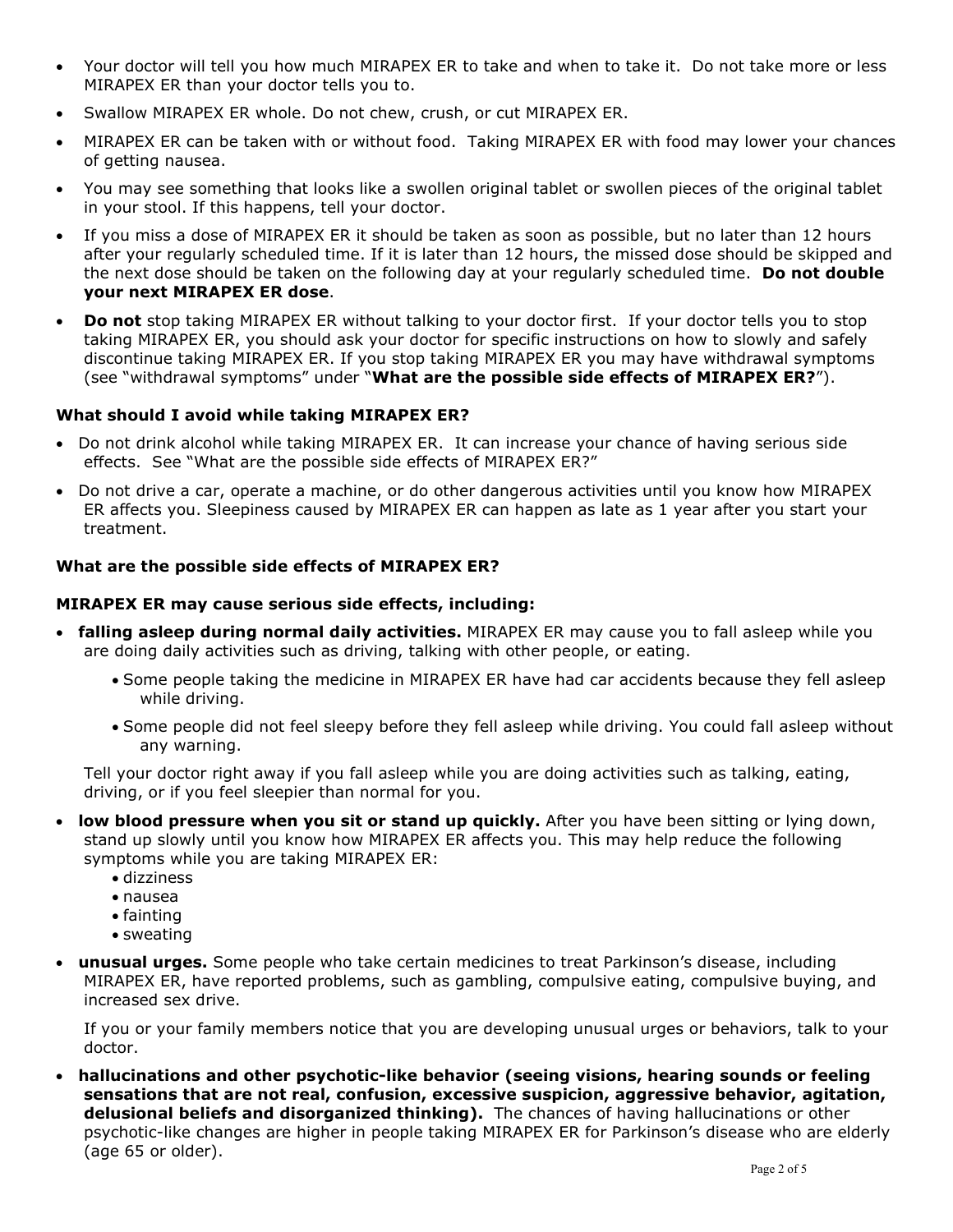- Your doctor will tell you how much MIRAPEX ER to take and when to take it. Do not take more or less MIRAPEX ER than your doctor tells you to.
- Swallow MIRAPEX ER whole. Do not chew, crush, or cut MIRAPEX ER.
- MIRAPEX ER can be taken with or without food. Taking MIRAPEX ER with food may lower your chances of getting nausea.
- You may see something that looks like a swollen original tablet or swollen pieces of the original tablet in your stool. If this happens, tell your doctor.
- If you miss a dose of MIRAPEX ER it should be taken as soon as possible, but no later than 12 hours after your regularly scheduled time. If it is later than 12 hours, the missed dose should be skipped and the next dose should be taken on the following day at your regularly scheduled time. **Do not double your next MIRAPEX ER dose**.
- **Do not** stop taking MIRAPEX ER without talking to your doctor first. If your doctor tells you to stop taking MIRAPEX ER, you should ask your doctor for specific instructions on how to slowly and safely discontinue taking MIRAPEX ER. If you stop taking MIRAPEX ER you may have withdrawal symptoms (see "withdrawal symptoms" under "**What are the possible side effects of MIRAPEX ER?**").

**What should I avoid while taking MIRAPEX ER?**

- Do not drink alcohol while taking MIRAPEX ER. It can increase your chance of having serious side effects. See "What are the possible side effects of MIRAPEX ER?"
- Do not drive a car, operate a machine, or do other dangerous activities until you know how MIRAPEX ER affects you. Sleepiness caused by MIRAPEX ER can happen as late as 1 year after you start your treatment.

**What are the possible side effects of MIRAPEX ER?**

**MIRAPEX ER may cause serious side effects, including:**

- **falling asleep during normal daily activities.** MIRAPEX ER may cause you to fall asleep while you are doing daily activities such as driving, talking with other people, or eating.
  - Some people taking the medicine in MIRAPEX ER have had car accidents because they fell asleep while driving.
  - Some people did not feel sleepy before they fell asleep while driving. You could fall asleep without any warning.

  Tell your doctor right away if you fall asleep while you are doing activities such as talking, eating, driving, or if you feel sleepier than normal for you.
- **low blood pressure when you sit or stand up quickly.** After you have been sitting or lying down, stand up slowly until you know how MIRAPEX ER affects you. This may help reduce the following symptoms while you are taking MIRAPEX ER:
  - dizziness
  - nausea
  - fainting
  - sweating
- **unusual urges.** Some people who take certain medicines to treat Parkinson's disease, including MIRAPEX ER, have reported problems, such as gambling, compulsive eating, compulsive buying, and increased sex drive.

  If you or your family members notice that you are developing unusual urges or behaviors, talk to your doctor.
- **hallucinations and other psychotic-like behavior (seeing visions, hearing sounds or feeling sensations that are not real, confusion, excessive suspicion, aggressive behavior, agitation, delusional beliefs and disorganized thinking).** The chances of having hallucinations or other psychotic-like changes are higher in people taking MIRAPEX ER for Parkinson's disease who are elderly (age 65 or older).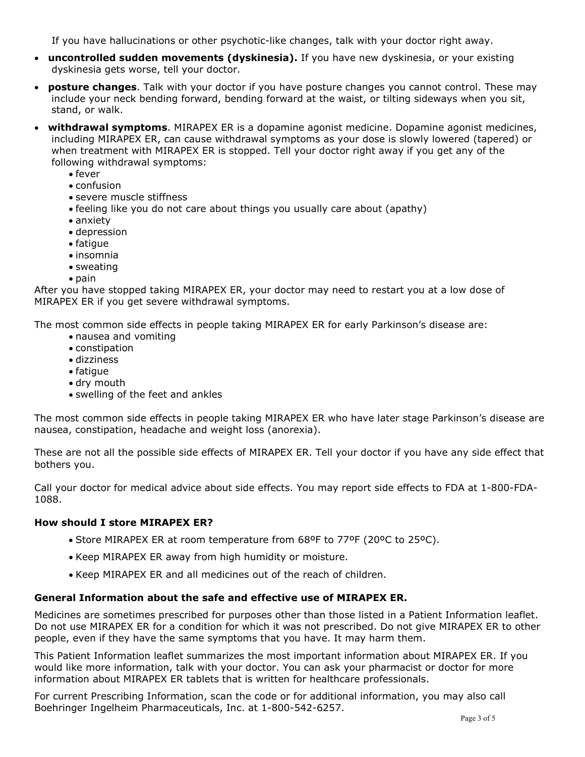If you have hallucinations or other psychotic-like changes, talk with your doctor right away.

- **uncontrolled sudden movements (dyskinesia).** If you have new dyskinesia, or your existing dyskinesia gets worse, tell your doctor.
- **posture changes**. Talk with your doctor if you have posture changes you cannot control. These may include your neck bending forward, bending forward at the waist, or tilting sideways when you sit, stand, or walk.
- **withdrawal symptoms**. MIRAPEX ER is a dopamine agonist medicine. Dopamine agonist medicines, including MIRAPEX ER, can cause withdrawal symptoms as your dose is slowly lowered (tapered) or when treatment with MIRAPEX ER is stopped. Tell your doctor right away if you get any of the following withdrawal symptoms:
    - fever
    - confusion
    - severe muscle stiffness
    - feeling like you do not care about things you usually care about (apathy)
    - anxiety
    - depression
    - fatigue
    - insomnia
    - sweating
    - pain

After you have stopped taking MIRAPEX ER, your doctor may need to restart you at a low dose of MIRAPEX ER if you get severe withdrawal symptoms.

The most common side effects in people taking MIRAPEX ER for early Parkinson's disease are:

- nausea and vomiting
- constipation
- dizziness
- fatigue
- dry mouth
- swelling of the feet and ankles

The most common side effects in people taking MIRAPEX ER who have later stage Parkinson's disease are nausea, constipation, headache and weight loss (anorexia).

These are not all the possible side effects of MIRAPEX ER. Tell your doctor if you have any side effect that bothers you.

Call your doctor for medical advice about side effects. You may report side effects to FDA at 1-800-FDA-1088.

**How should I store MIRAPEX ER?**

- Store MIRAPEX ER at room temperature from 68ºF to 77ºF (20ºC to 25ºC).
- Keep MIRAPEX ER away from high humidity or moisture.
- Keep MIRAPEX ER and all medicines out of the reach of children.

**General Information about the safe and effective use of MIRAPEX ER.**

Medicines are sometimes prescribed for purposes other than those listed in a Patient Information leaflet. Do not use MIRAPEX ER for a condition for which it was not prescribed. Do not give MIRAPEX ER to other people, even if they have the same symptoms that you have. It may harm them.

This Patient Information leaflet summarizes the most important information about MIRAPEX ER. If you would like more information, talk with your doctor. You can ask your pharmacist or doctor for more information about MIRAPEX ER tablets that is written for healthcare professionals.

For current Prescribing Information, scan the code or for additional information, you may also call Boehringer Ingelheim Pharmaceuticals, Inc. at 1-800-542-6257.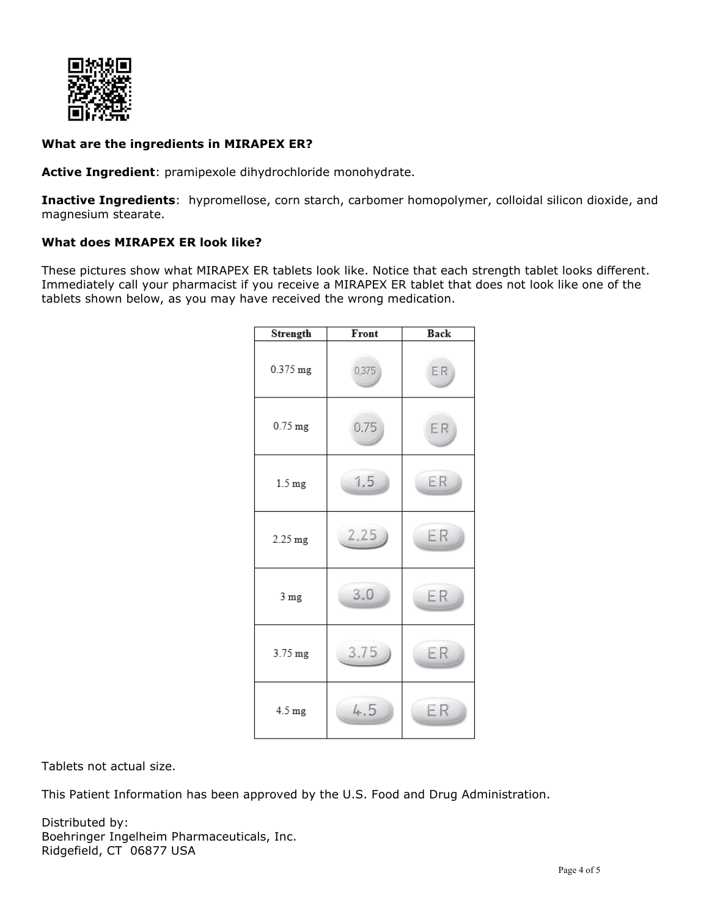**What are the ingredients in MIRAPEX ER?**

**Active Ingredient**: pramipexole dihydrochloride monohydrate.

**Inactive Ingredients**: hypromellose, corn starch, carbomer homopolymer, colloidal silicon dioxide, and magnesium stearate.

**What does MIRAPEX ER look like?**

These pictures show what MIRAPEX ER tablets look like. Notice that each strength tablet looks different. Immediately call your pharmacist if you receive a MIRAPEX ER tablet that does not look like one of the tablets shown below, as you may have received the wrong medication.

| Strength | Front | Back |
|---|---|---|
| 0.375 mg | 0.375 | ER |
| 0.75 mg | 0.75 | ER |
| 1.5 mg | 1.5 | ER |
| 2.25 mg | 2.25 | ER |
| 3 mg | 3.0 | ER |
| 3.75 mg | 3.75 | ER |
| 4.5 mg | 4.5 | ER |

Tablets not actual size.

This Patient Information has been approved by the U.S. Food and Drug Administration.

Distributed by:
Boehringer Ingelheim Pharmaceuticals, Inc.
Ridgefield, CT 06877 USA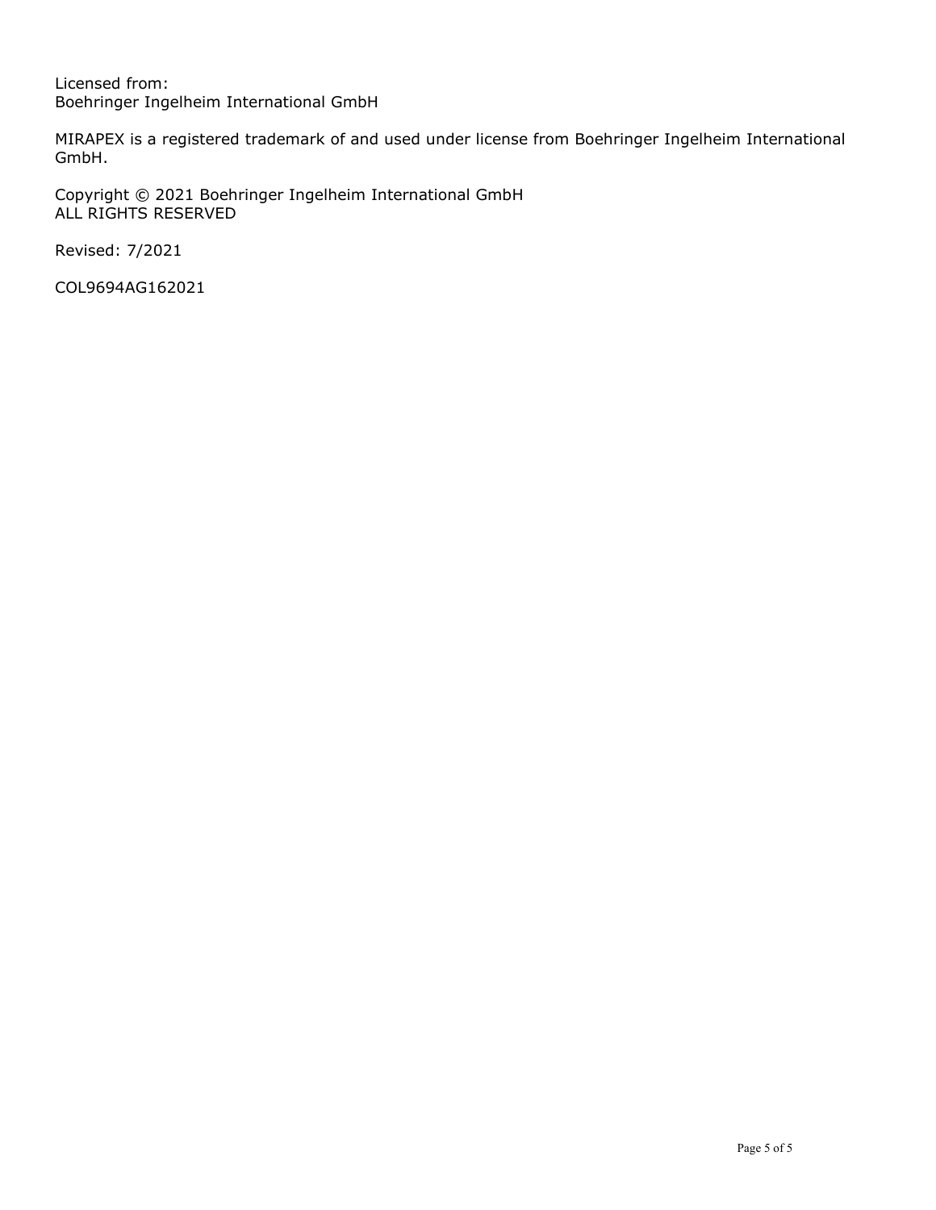Licensed from:
Boehringer Ingelheim International GmbH

MIRAPEX is a registered trademark of and used under license from Boehringer Ingelheim International GmbH.

Copyright © 2021 Boehringer Ingelheim International GmbH
ALL RIGHTS RESERVED

Revised: 7/2021

COL9694AG162021